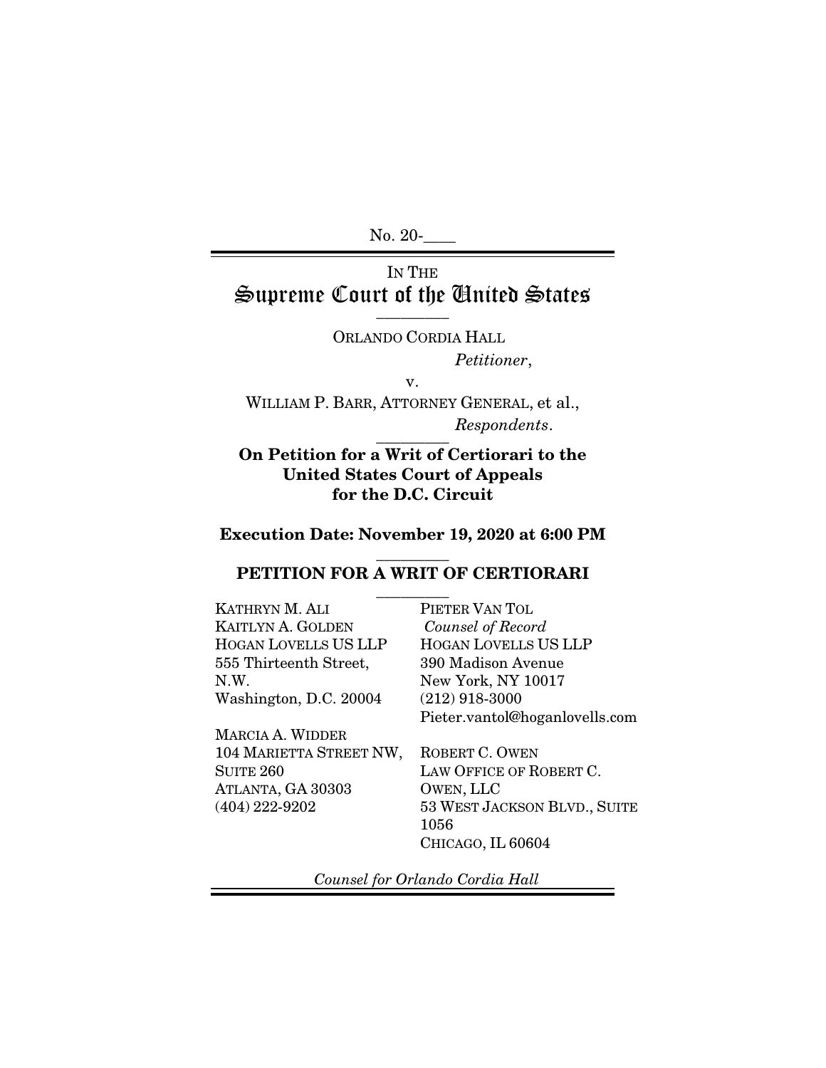No. 20-____

IN THE

# Supreme Court of the United States

---

ORLANDO CORDIA HALL

*Petitioner*,

v.

WILLIAM P. BARR, ATTORNEY GENERAL, et al.,

*Respondents*.

---

**On Petition for a Writ of Certiorari to the United States Court of Appeals for the D.C. Circuit**

**Execution Date: November 19, 2020 at 6:00 PM**

---

## PETITION FOR A WRIT OF CERTIORARI

---

KATHRYN M. ALI
KAITLYN A. GOLDEN
HOGAN LOVELLS US LLP
555 Thirteenth Street, N.W.
Washington, D.C. 20004

MARCIA A. WIDDER
104 MARIETTA STREET NW, SUITE 260
ATLANTA, GA 30303
(404) 222-9202

PIETER VAN TOL
*Counsel of Record*
HOGAN LOVELLS US LLP
390 Madison Avenue
New York, NY 10017
(212) 918-3000
Pieter.vantol@hoganlovells.com

ROBERT C. OWEN
LAW OFFICE OF ROBERT C. OWEN, LLC
53 WEST JACKSON BLVD., SUITE 1056
CHICAGO, IL 60604

*Counsel for Orlando Cordia Hall*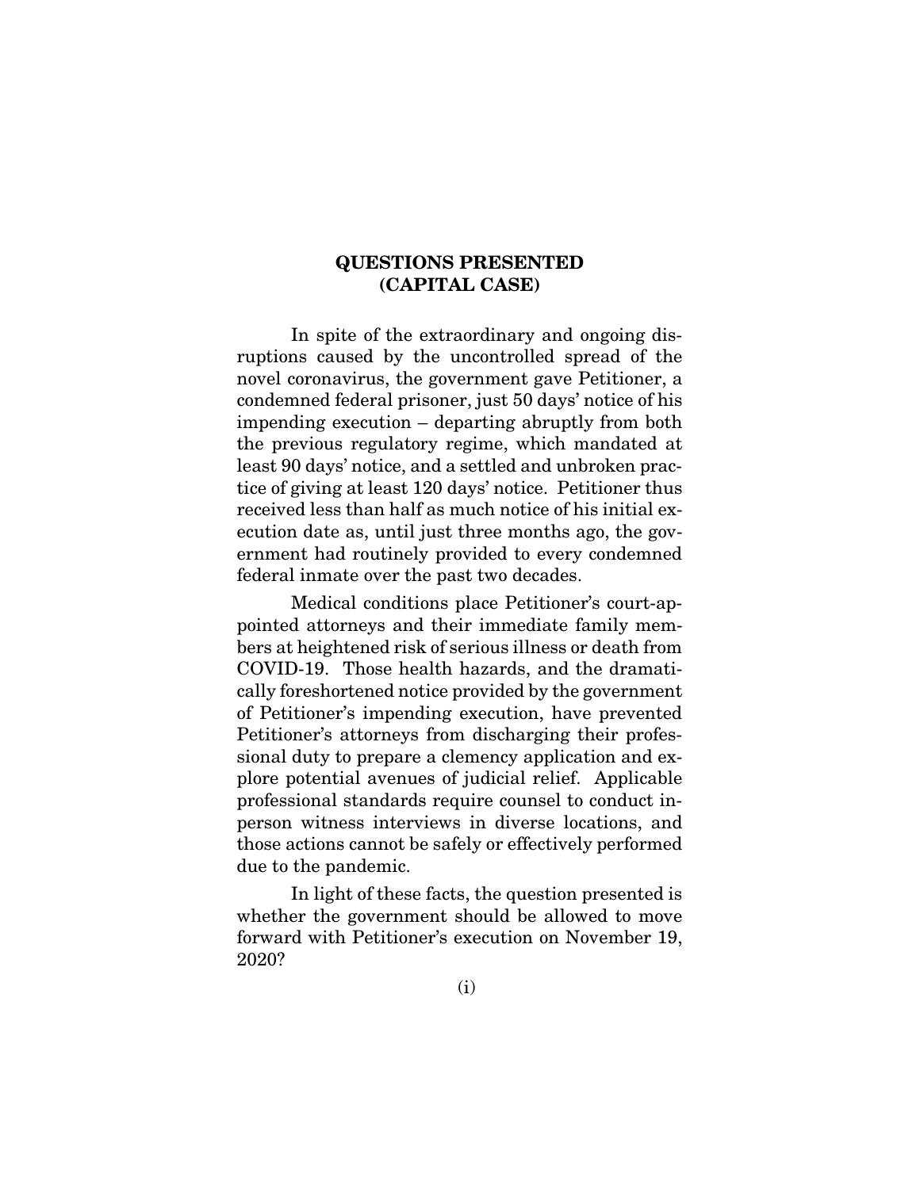## QUESTIONS PRESENTED (CAPITAL CASE)

In spite of the extraordinary and ongoing disruptions caused by the uncontrolled spread of the novel coronavirus, the government gave Petitioner, a condemned federal prisoner, just 50 days' notice of his impending execution – departing abruptly from both the previous regulatory regime, which mandated at least 90 days' notice, and a settled and unbroken practice of giving at least 120 days' notice. Petitioner thus received less than half as much notice of his initial execution date as, until just three months ago, the government had routinely provided to every condemned federal inmate over the past two decades.

Medical conditions place Petitioner's court-appointed attorneys and their immediate family members at heightened risk of serious illness or death from COVID-19. Those health hazards, and the dramatically foreshortened notice provided by the government of Petitioner's impending execution, have prevented Petitioner's attorneys from discharging their professional duty to prepare a clemency application and explore potential avenues of judicial relief. Applicable professional standards require counsel to conduct in-person witness interviews in diverse locations, and those actions cannot be safely or effectively performed due to the pandemic.

In light of these facts, the question presented is whether the government should be allowed to move forward with Petitioner's execution on November 19, 2020?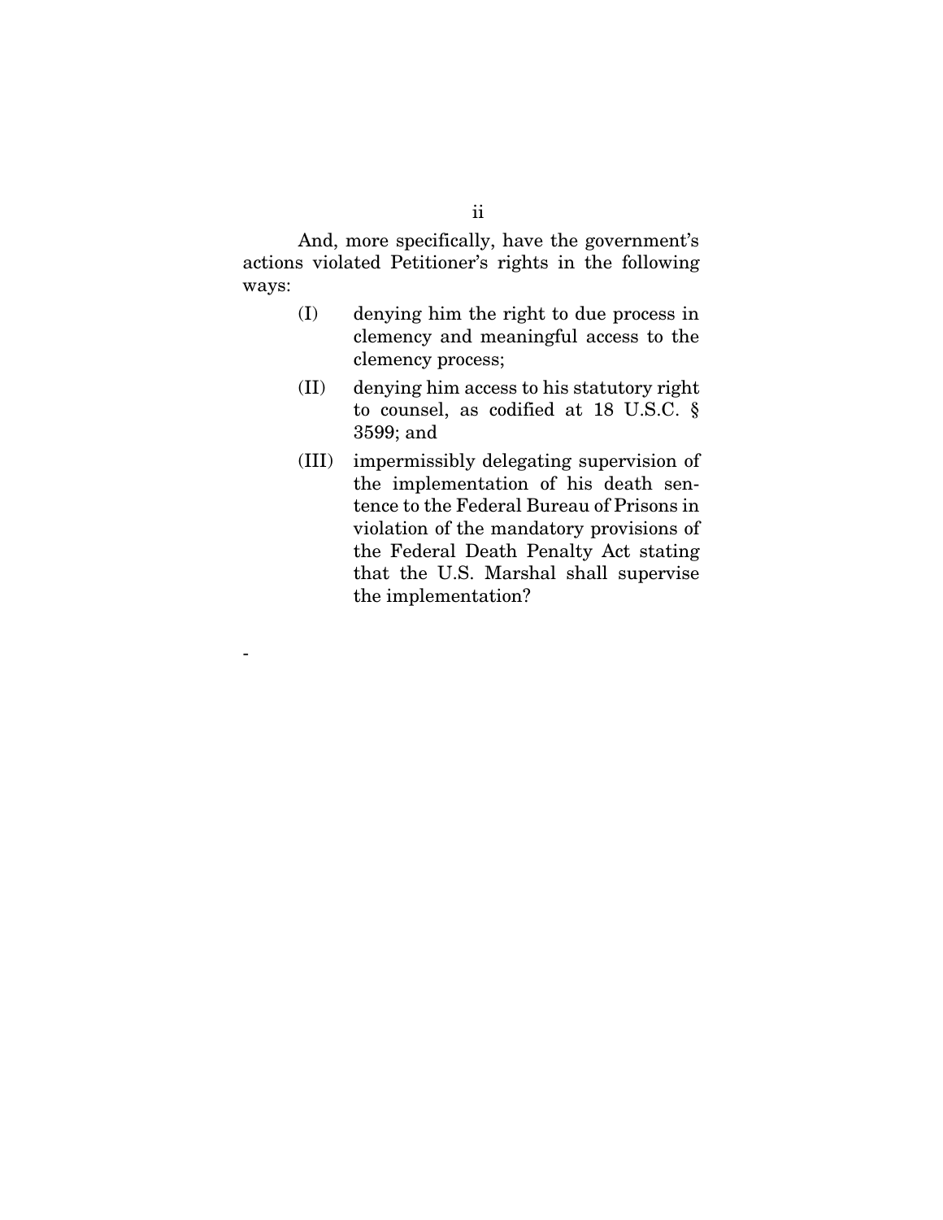And, more specifically, have the government's actions violated Petitioner's rights in the following ways:

(I) denying him the right to due process in clemency and meaningful access to the clemency process;

(II) denying him access to his statutory right to counsel, as codified at 18 U.S.C. § 3599; and

(III) impermissibly delegating supervision of the implementation of his death sentence to the Federal Bureau of Prisons in violation of the mandatory provisions of the Federal Death Penalty Act stating that the U.S. Marshal shall supervise the implementation?

-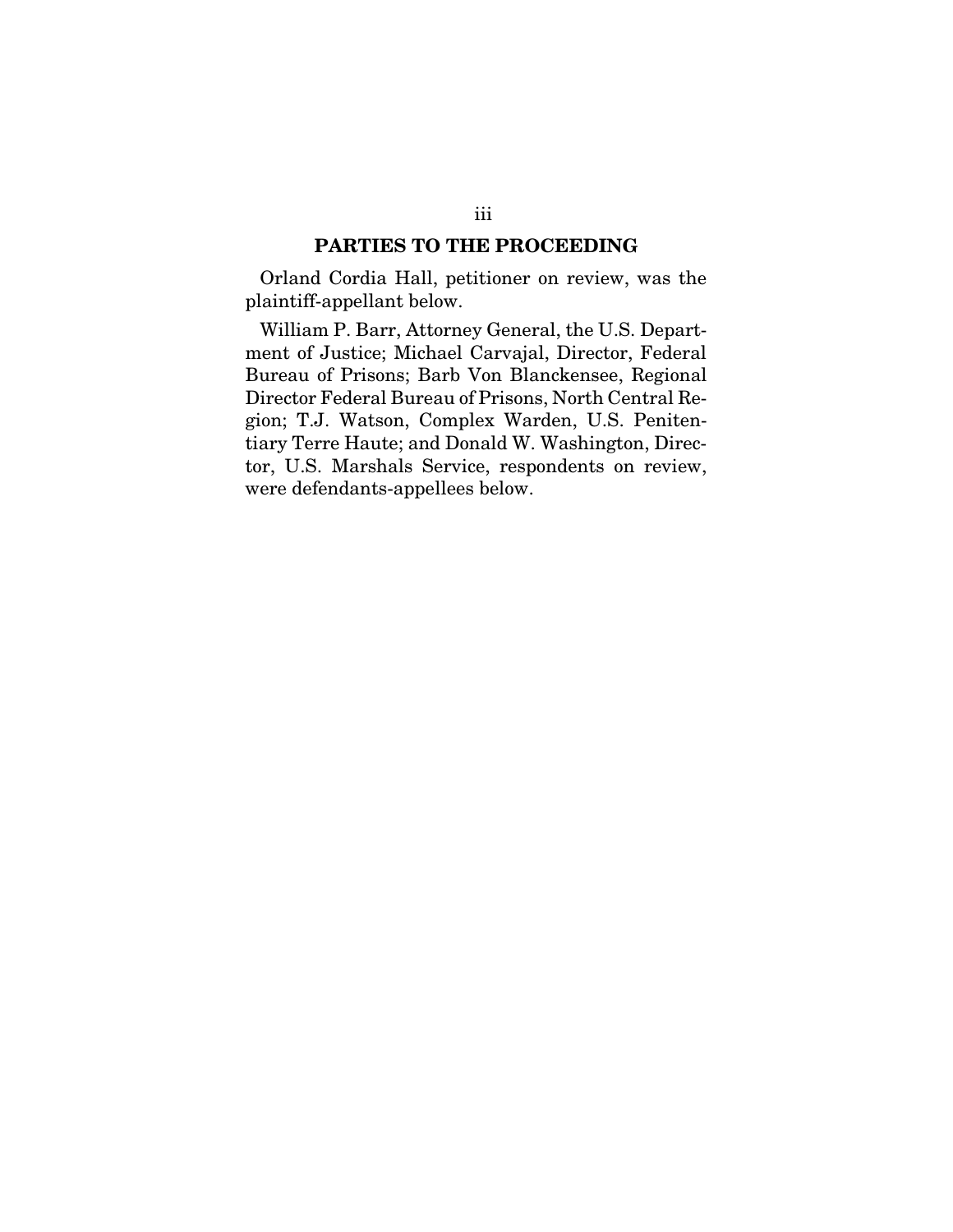## PARTIES TO THE PROCEEDING

Orland Cordia Hall, petitioner on review, was the plaintiff-appellant below.

William P. Barr, Attorney General, the U.S. Department of Justice; Michael Carvajal, Director, Federal Bureau of Prisons; Barb Von Blanckensee, Regional Director Federal Bureau of Prisons, North Central Region; T.J. Watson, Complex Warden, U.S. Penitentiary Terre Haute; and Donald W. Washington, Director, U.S. Marshals Service, respondents on review, were defendants-appellees below.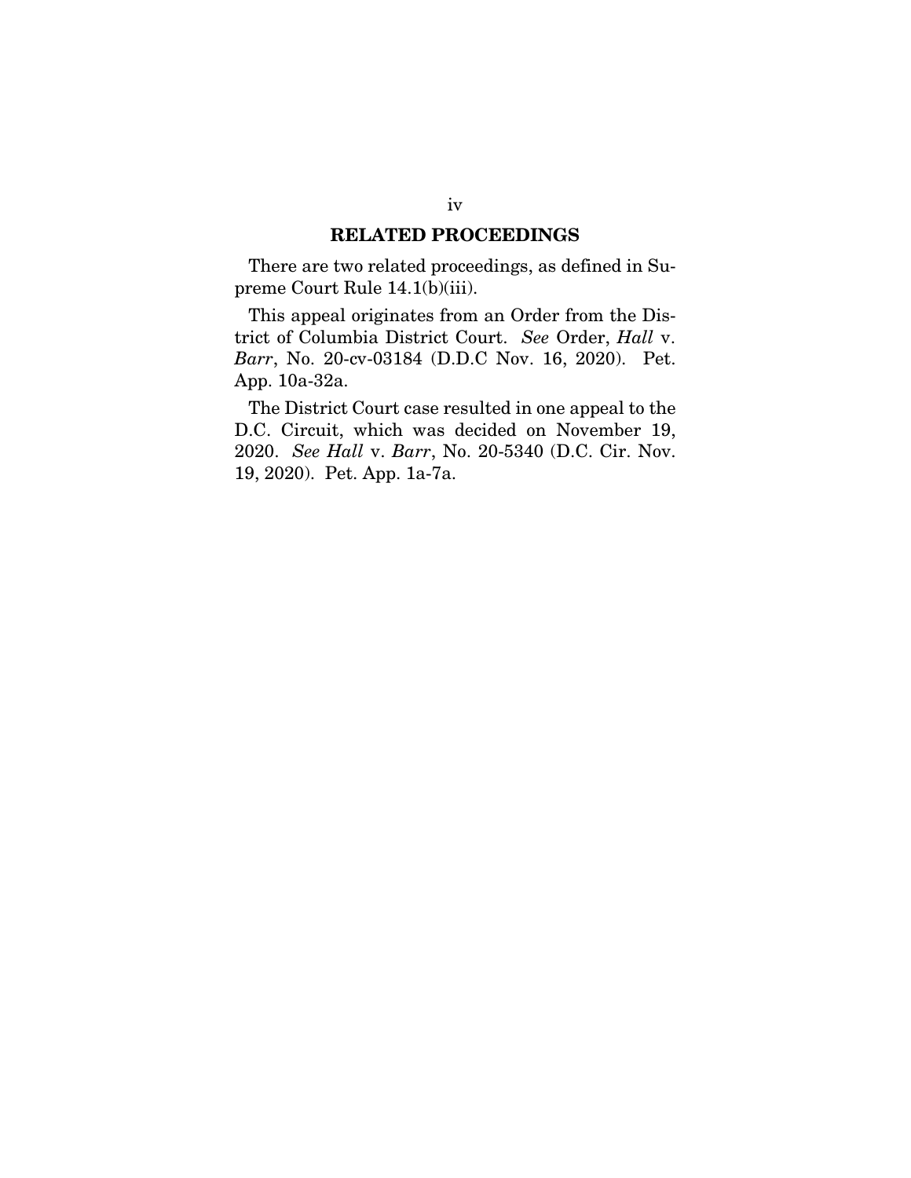## RELATED PROCEEDINGS

There are two related proceedings, as defined in Supreme Court Rule 14.1(b)(iii).

This appeal originates from an Order from the District of Columbia District Court. *See* Order, *Hall* v. *Barr*, No. 20-cv-03184 (D.D.C Nov. 16, 2020). Pet. App. 10a-32a.

The District Court case resulted in one appeal to the D.C. Circuit, which was decided on November 19, 2020. *See Hall* v. *Barr*, No. 20-5340 (D.C. Cir. Nov. 19, 2020). Pet. App. 1a-7a.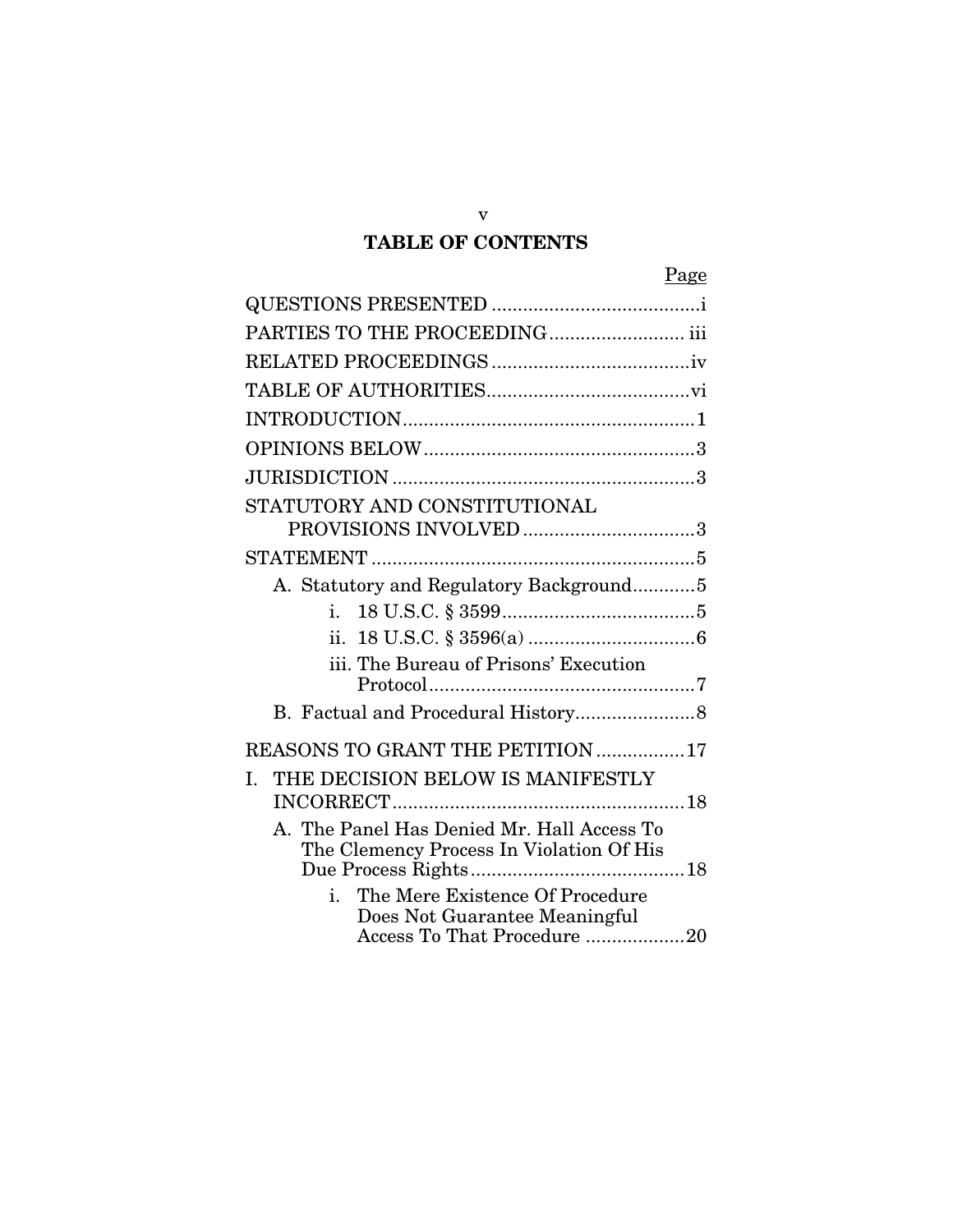# TABLE OF CONTENTS

| | Page |
|---|---|
| QUESTIONS PRESENTED | i |
| PARTIES TO THE PROCEEDING | iii |
| RELATED PROCEEDINGS | iv |
| TABLE OF AUTHORITIES | vi |
| INTRODUCTION | 1 |
| OPINIONS BELOW | 3 |
| JURISDICTION | 3 |
| STATUTORY AND CONSTITUTIONAL PROVISIONS INVOLVED | 3 |
| STATEMENT | 5 |
| A. Statutory and Regulatory Background | 5 |
| i. 18 U.S.C. § 3599 | 5 |
| ii. 18 U.S.C. § 3596(a) | 6 |
| iii. The Bureau of Prisons' Execution Protocol | 7 |
| B. Factual and Procedural History | 8 |
| REASONS TO GRANT THE PETITION | 17 |
| I. THE DECISION BELOW IS MANIFESTLY INCORRECT | 18 |
| A. The Panel Has Denied Mr. Hall Access To The Clemency Process In Violation Of His Due Process Rights | 18 |
| i. The Mere Existence Of Procedure Does Not Guarantee Meaningful Access To That Procedure | 20 |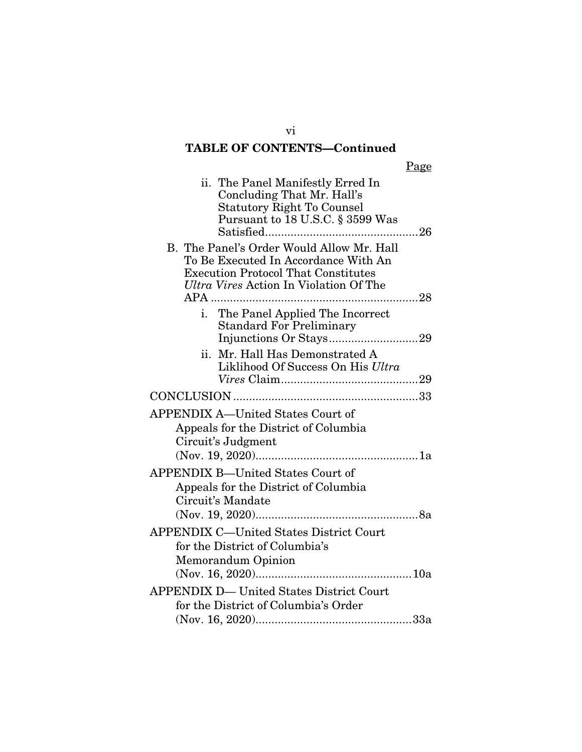**TABLE OF CONTENTS—Continued**

Page

ii. The Panel Manifestly Erred In Concluding That Mr. Hall's Statutory Right To Counsel Pursuant to 18 U.S.C. § 3599 Was Satisfied....26

B. The Panel's Order Would Allow Mr. Hall To Be Executed In Accordance With An Execution Protocol That Constitutes *Ultra Vires* Action In Violation Of The APA....28

i. The Panel Applied The Incorrect Standard For Preliminary Injunctions Or Stays....29

ii. Mr. Hall Has Demonstrated A Liklihood Of Success On His *Ultra Vires* Claim....29

CONCLUSION....33

APPENDIX A—United States Court of Appeals for the District of Columbia Circuit's Judgment (Nov. 19, 2020)....1a

APPENDIX B—United States Court of Appeals for the District of Columbia Circuit's Mandate (Nov. 19, 2020)....8a

APPENDIX C—United States District Court for the District of Columbia's Memorandum Opinion (Nov. 16, 2020)....10a

APPENDIX D— United States District Court for the District of Columbia's Order (Nov. 16, 2020)....33a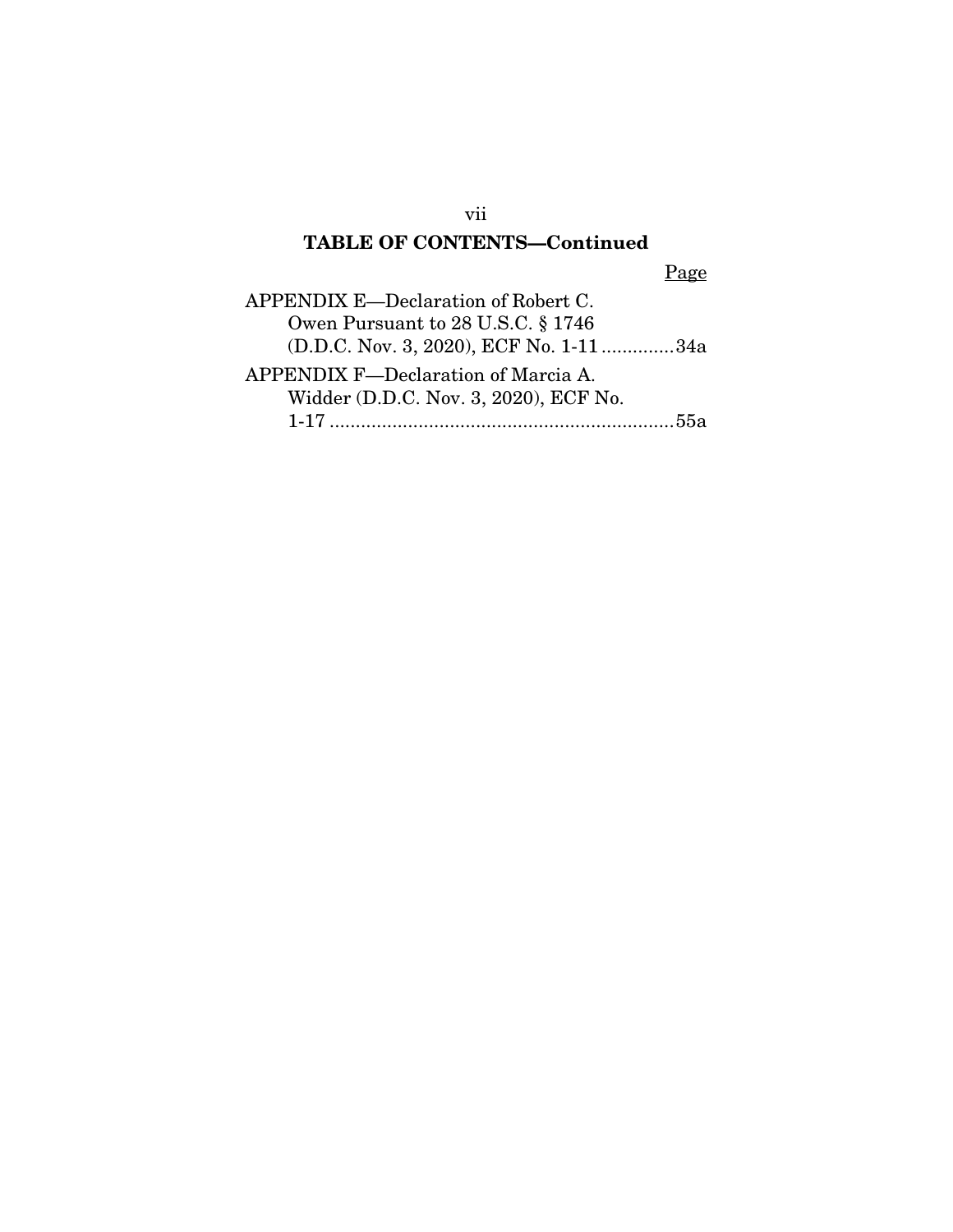## TABLE OF CONTENTS—Continued

| | Page |
|---|---|
| APPENDIX E—Declaration of Robert C. Owen Pursuant to 28 U.S.C. § 1746 (D.D.C. Nov. 3, 2020), ECF No. 1-11 | 34a |
| APPENDIX F—Declaration of Marcia A. Widder (D.D.C. Nov. 3, 2020), ECF No. 1-17 | 55a |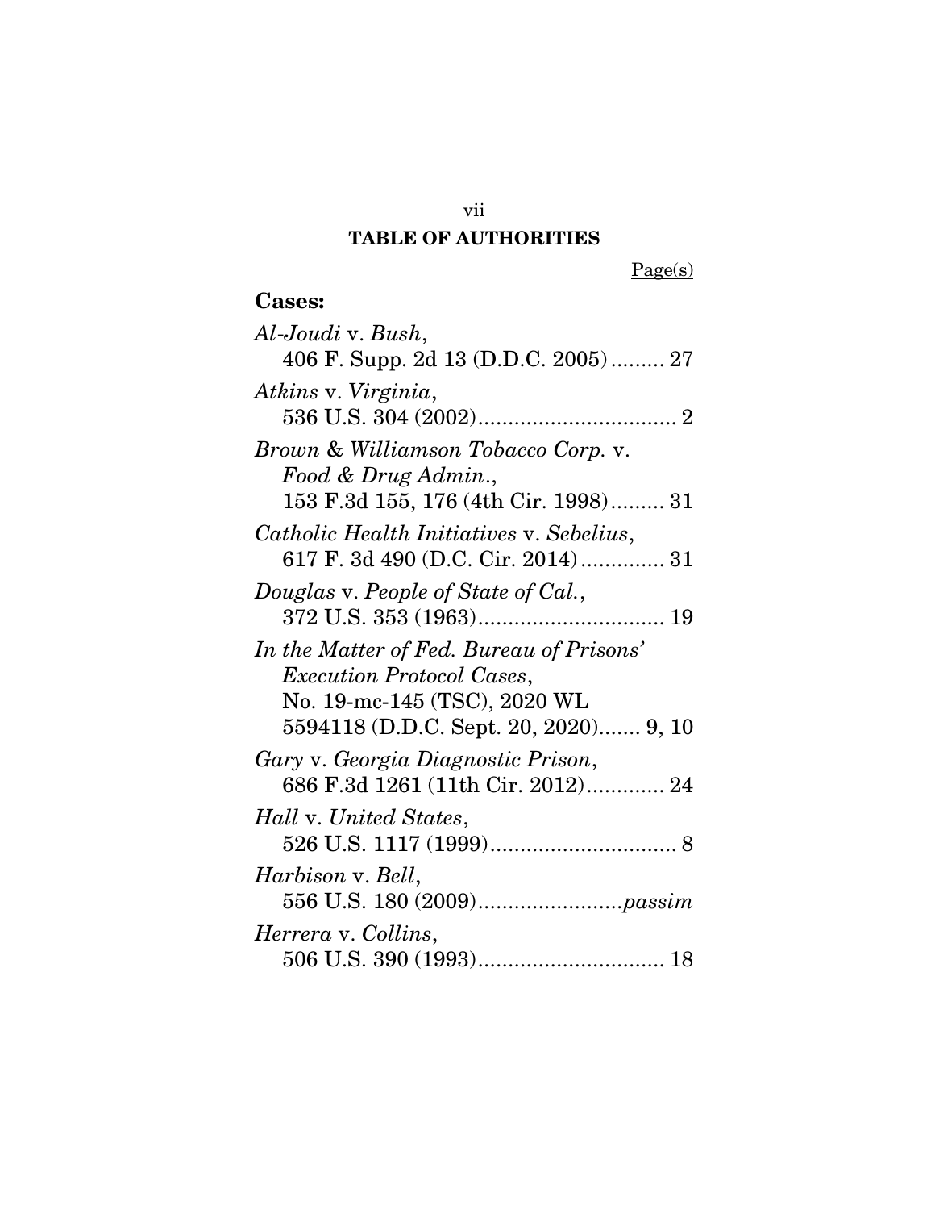## TABLE OF AUTHORITIES

Page(s)

### Cases:

*Al-Joudi* v. *Bush*,
406 F. Supp. 2d 13 (D.D.C. 2005)......... 27

*Atkins* v. *Virginia*,
536 U.S. 304 (2002)................................ 2

*Brown & Williamson Tobacco Corp.* v. *Food & Drug Admin.*,
153 F.3d 155, 176 (4th Cir. 1998)......... 31

*Catholic Health Initiatives* v. *Sebelius*,
617 F. 3d 490 (D.C. Cir. 2014).............. 31

*Douglas* v. *People of State of Cal.*,
372 U.S. 353 (1963)............................... 19

*In the Matter of Fed. Bureau of Prisons' Execution Protocol Cases*,
No. 19-mc-145 (TSC), 2020 WL 5594118 (D.D.C. Sept. 20, 2020)....... 9, 10

*Gary* v. *Georgia Diagnostic Prison*,
686 F.3d 1261 (11th Cir. 2012)............. 24

*Hall* v. *United States*,
526 U.S. 1117 (1999)............................... 8

*Harbison* v. *Bell*,
556 U.S. 180 (2009)........................*passim*

*Herrera* v. *Collins*,
506 U.S. 390 (1993)............................... 18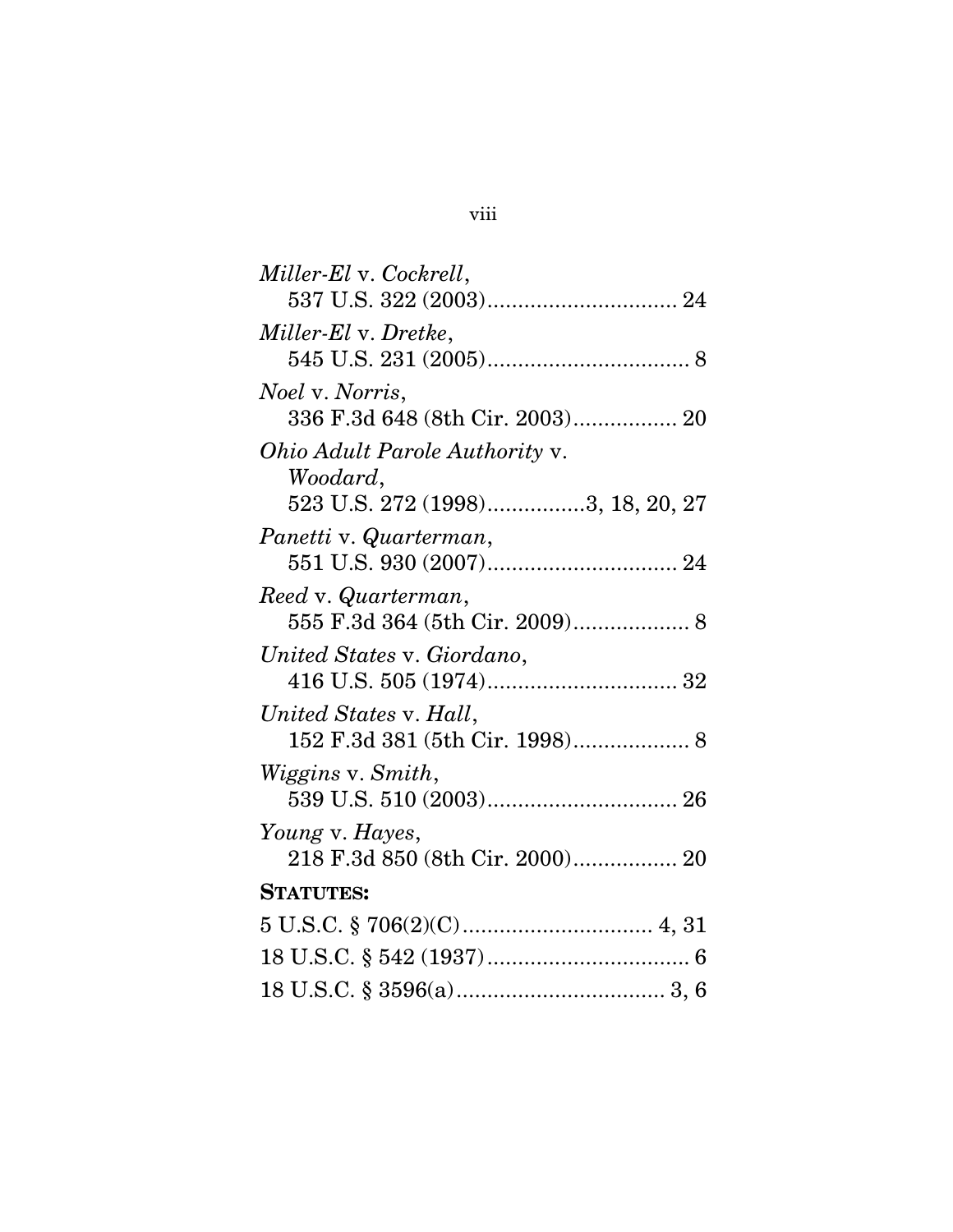*Miller-El* v. *Cockrell*,
537 U.S. 322 (2003) ............................... 24

*Miller-El* v. *Dretke*,
545 U.S. 231 (2005) ................................. 8

*Noel* v. *Norris*,
336 F.3d 648 (8th Cir. 2003) ................. 20

*Ohio Adult Parole Authority* v. *Woodard*,
523 U.S. 272 (1998) ................ 3, 18, 20, 27

*Panetti* v. *Quarterman*,
551 U.S. 930 (2007) ............................... 24

*Reed* v. *Quarterman*,
555 F.3d 364 (5th Cir. 2009) ................... 8

*United States* v. *Giordano*,
416 U.S. 505 (1974) ............................... 32

*United States* v. *Hall*,
152 F.3d 381 (5th Cir. 1998) ................... 8

*Wiggins* v. *Smith*,
539 U.S. 510 (2003) ............................... 26

*Young* v. *Hayes*,
218 F.3d 850 (8th Cir. 2000) ................. 20

**STATUTES:**

5 U.S.C. § 706(2)(C) ............................... 4, 31

18 U.S.C. § 542 (1937) ................................. 6

18 U.S.C. § 3596(a) .................................. 3, 6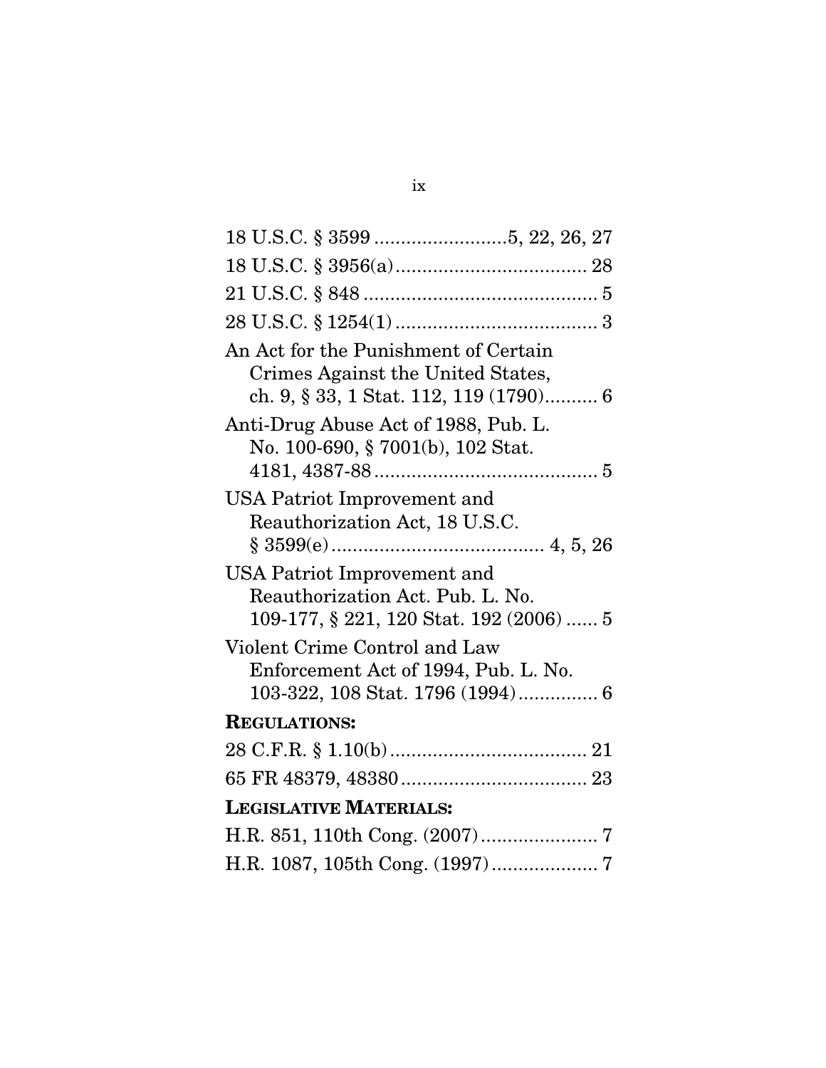18 U.S.C. § 3599 .........................5, 22, 26, 27

18 U.S.C. § 3956(a) ................................... 28

21 U.S.C. § 848 ........................................... 5

28 U.S.C. § 1254(1) ..................................... 3

An Act for the Punishment of Certain Crimes Against the United States, ch. 9, § 33, 1 Stat. 112, 119 (1790).......... 6

Anti-Drug Abuse Act of 1988, Pub. L. No. 100-690, § 7001(b), 102 Stat. 4181, 4387-88 .......................................... 5

USA Patriot Improvement and Reauthorization Act, 18 U.S.C. § 3599(e) ........................................ 4, 5, 26

USA Patriot Improvement and Reauthorization Act. Pub. L. No. 109-177, § 221, 120 Stat. 192 (2006) ...... 5

Violent Crime Control and Law Enforcement Act of 1994, Pub. L. No. 103-322, 108 Stat. 1796 (1994) .............. 6

**REGULATIONS:**

28 C.F.R. § 1.10(b) ..................................... 21

65 FR 48379, 48380 ................................... 23

**LEGISLATIVE MATERIALS:**

H.R. 851, 110th Cong. (2007) ...................... 7

H.R. 1087, 105th Cong. (1997) .................... 7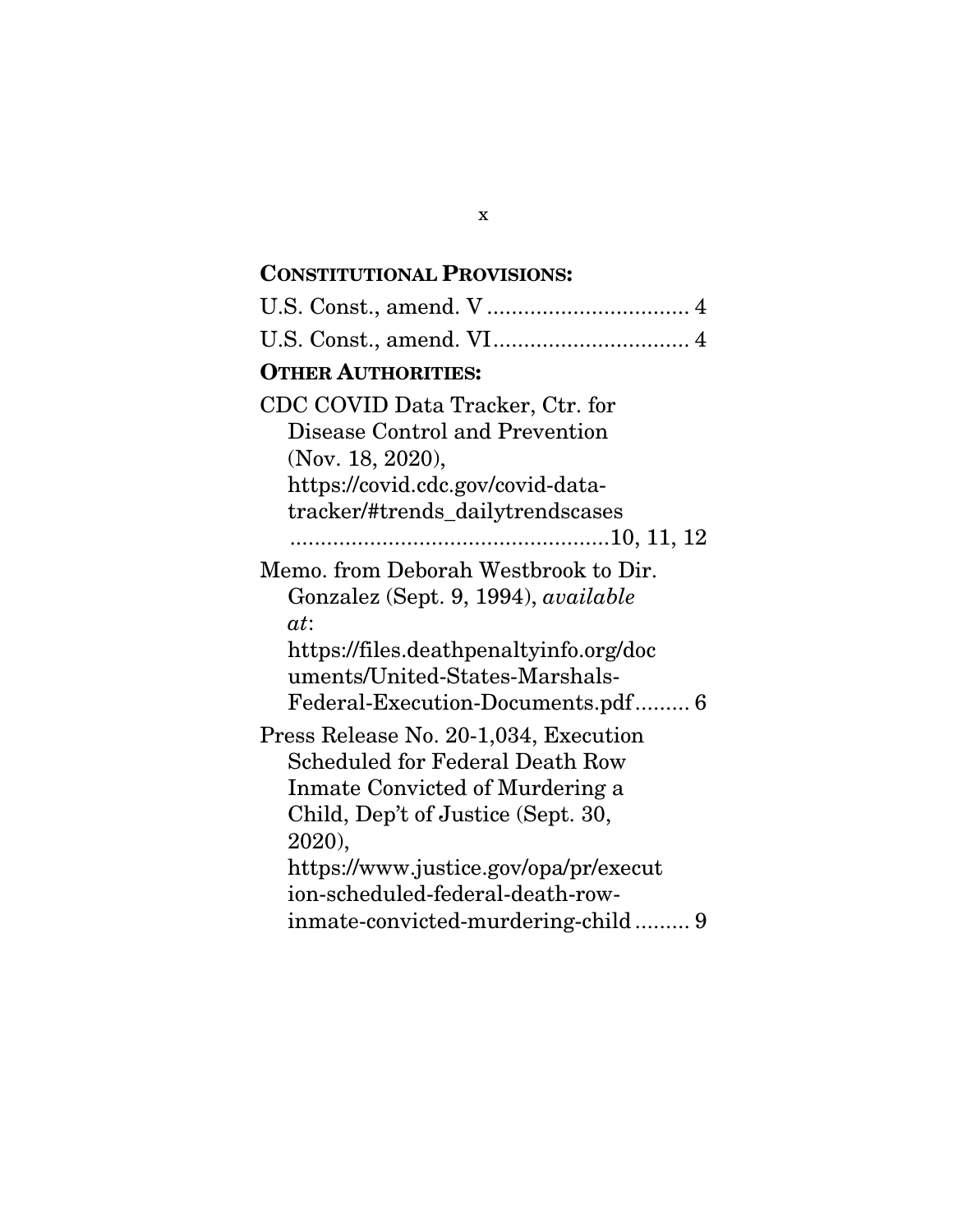**CONSTITUTIONAL PROVISIONS:**

U.S. Const., amend. V ................................. 4

U.S. Const., amend. VI................................ 4

**OTHER AUTHORITIES:**

CDC COVID Data Tracker, Ctr. for Disease Control and Prevention (Nov. 18, 2020), https://covid.cdc.gov/covid-data-tracker/#trends_dailytrendscases ....................................................10, 11, 12

Memo. from Deborah Westbrook to Dir. Gonzalez (Sept. 9, 1994), *available at*: https://files.deathpenaltyinfo.org/documents/United-States-Marshals-Federal-Execution-Documents.pdf......... 6

Press Release No. 20-1,034, Execution Scheduled for Federal Death Row Inmate Convicted of Murdering a Child, Dep't of Justice (Sept. 30, 2020), https://www.justice.gov/opa/pr/execution-scheduled-federal-death-row-inmate-convicted-murdering-child......... 9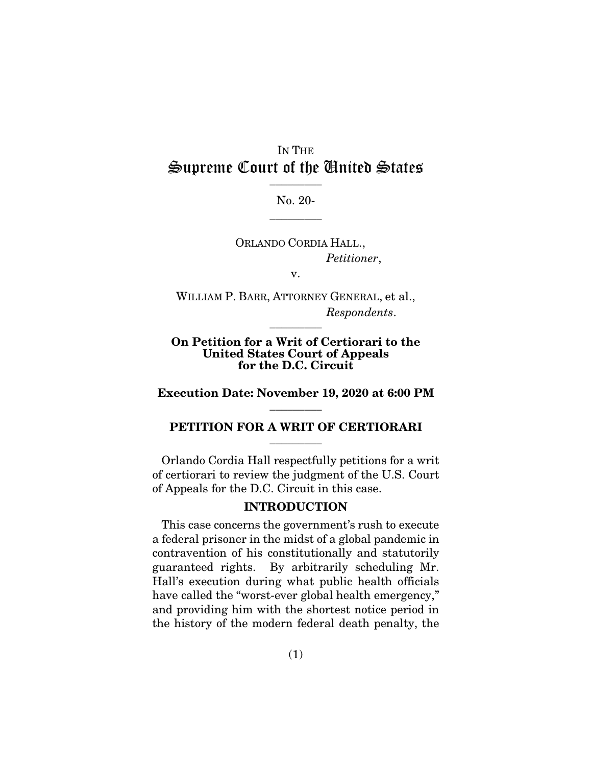IN THE

# Supreme Court of the United States

---

No. 20-

---

ORLANDO CORDIA HALL.,
*Petitioner*,

v.

WILLIAM P. BARR, ATTORNEY GENERAL, et al.,
*Respondents*.

---

**On Petition for a Writ of Certiorari to the United States Court of Appeals for the D.C. Circuit**

**Execution Date: November 19, 2020 at 6:00 PM**

---

## PETITION FOR A WRIT OF CERTIORARI

---

Orlando Cordia Hall respectfully petitions for a writ of certiorari to review the judgment of the U.S. Court of Appeals for the D.C. Circuit in this case.

## INTRODUCTION

This case concerns the government's rush to execute a federal prisoner in the midst of a global pandemic in contravention of his constitutionally and statutorily guaranteed rights. By arbitrarily scheduling Mr. Hall's execution during what public health officials have called the "worst-ever global health emergency," and providing him with the shortest notice period in the history of the modern federal death penalty, the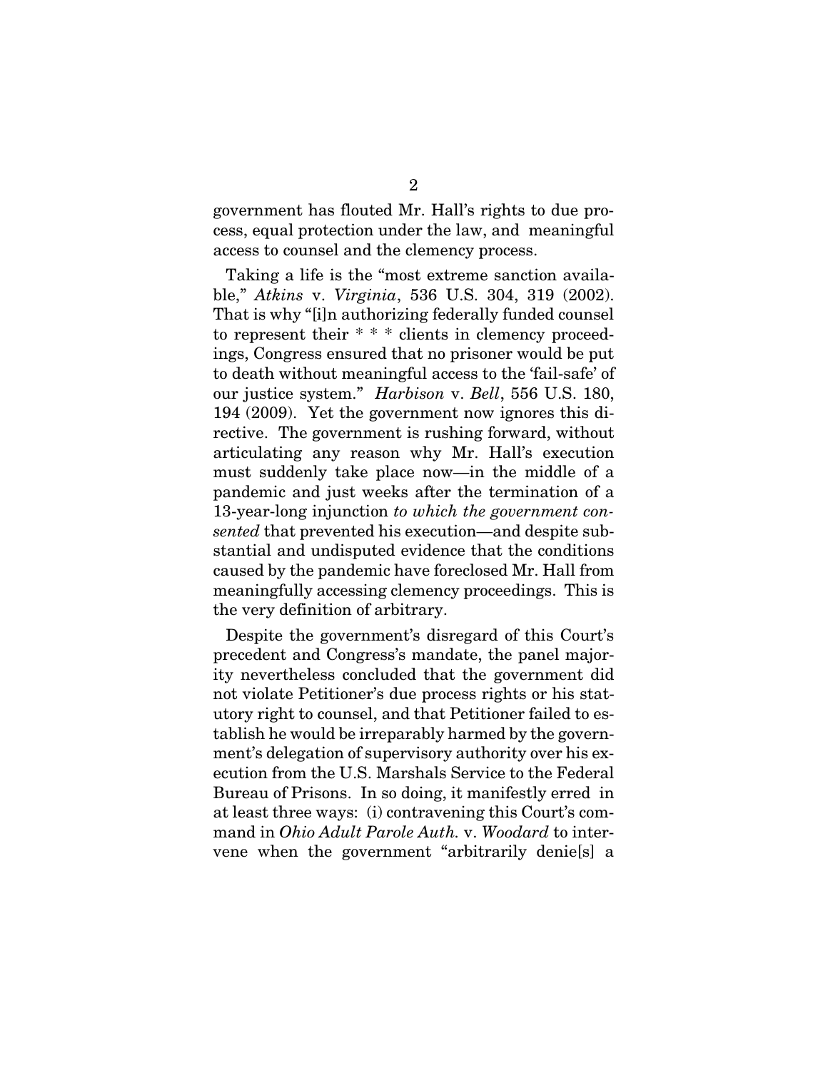government has flouted Mr. Hall's rights to due process, equal protection under the law, and meaningful access to counsel and the clemency process.

Taking a life is the "most extreme sanction available," *Atkins* v. *Virginia*, 536 U.S. 304, 319 (2002). That is why "[i]n authorizing federally funded counsel to represent their * * * clients in clemency proceedings, Congress ensured that no prisoner would be put to death without meaningful access to the 'fail-safe' of our justice system." *Harbison* v. *Bell*, 556 U.S. 180, 194 (2009). Yet the government now ignores this directive. The government is rushing forward, without articulating any reason why Mr. Hall's execution must suddenly take place now—in the middle of a pandemic and just weeks after the termination of a 13-year-long injunction *to which the government consented* that prevented his execution—and despite substantial and undisputed evidence that the conditions caused by the pandemic have foreclosed Mr. Hall from meaningfully accessing clemency proceedings. This is the very definition of arbitrary.

Despite the government's disregard of this Court's precedent and Congress's mandate, the panel majority nevertheless concluded that the government did not violate Petitioner's due process rights or his statutory right to counsel, and that Petitioner failed to establish he would be irreparably harmed by the government's delegation of supervisory authority over his execution from the U.S. Marshals Service to the Federal Bureau of Prisons. In so doing, it manifestly erred in at least three ways: (i) contravening this Court's command in *Ohio Adult Parole Auth.* v. *Woodard* to intervene when the government "arbitrarily denie[s] a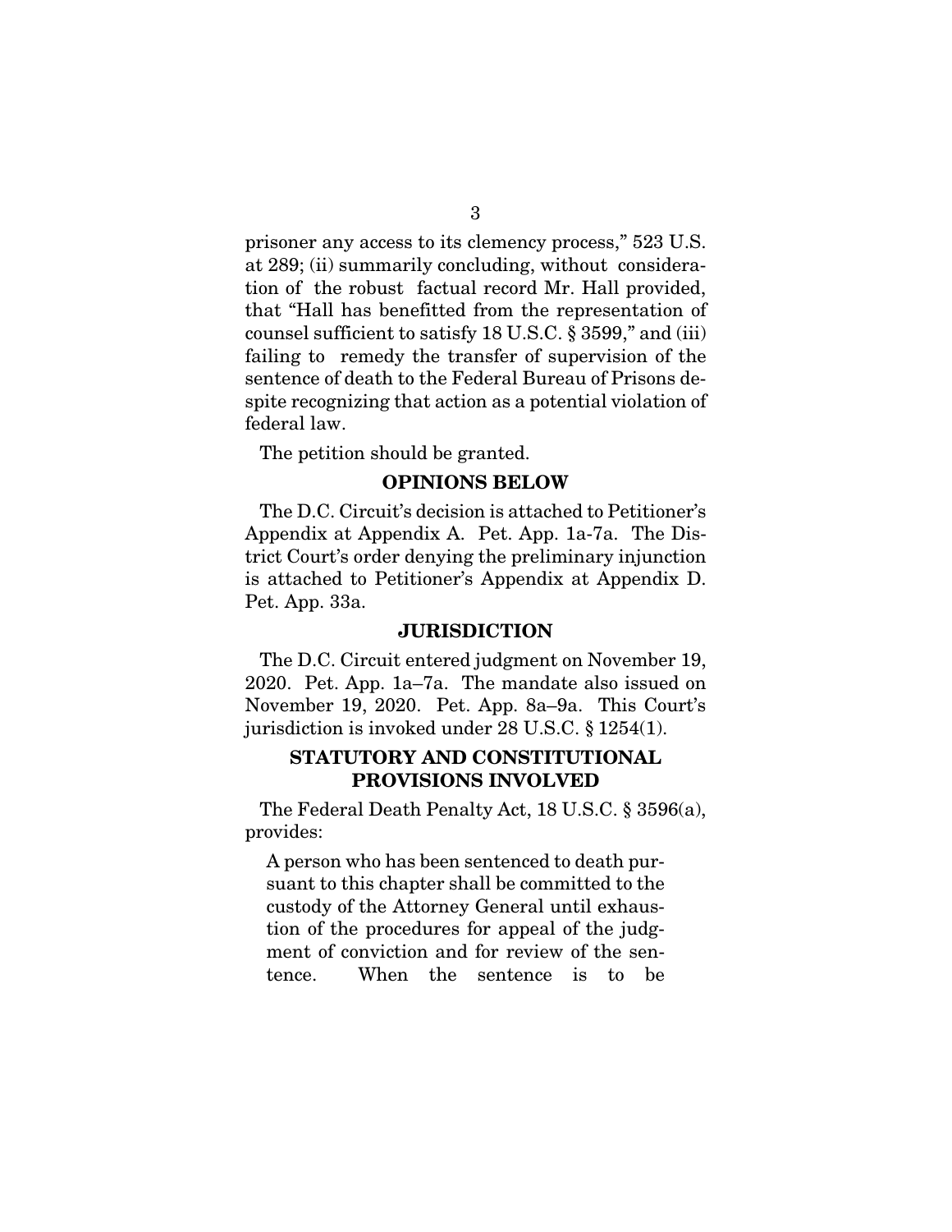prisoner any access to its clemency process," 523 U.S. at 289; (ii) summarily concluding, without consideration of the robust factual record Mr. Hall provided, that "Hall has benefitted from the representation of counsel sufficient to satisfy 18 U.S.C. § 3599," and (iii) failing to remedy the transfer of supervision of the sentence of death to the Federal Bureau of Prisons despite recognizing that action as a potential violation of federal law.

The petition should be granted.

## OPINIONS BELOW

The D.C. Circuit's decision is attached to Petitioner's Appendix at Appendix A. Pet. App. 1a-7a. The District Court's order denying the preliminary injunction is attached to Petitioner's Appendix at Appendix D. Pet. App. 33a.

## JURISDICTION

The D.C. Circuit entered judgment on November 19, 2020. Pet. App. 1a–7a. The mandate also issued on November 19, 2020. Pet. App. 8a–9a. This Court's jurisdiction is invoked under 28 U.S.C. § 1254(1).

## STATUTORY AND CONSTITUTIONAL PROVISIONS INVOLVED

The Federal Death Penalty Act, 18 U.S.C. § 3596(a), provides:

> A person who has been sentenced to death pursuant to this chapter shall be committed to the custody of the Attorney General until exhaustion of the procedures for appeal of the judgment of conviction and for review of the sentence. When the sentence is to be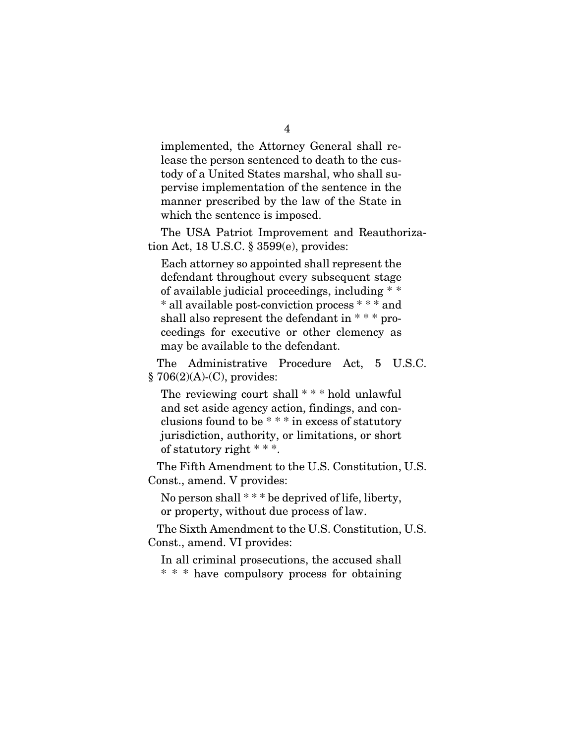implemented, the Attorney General shall release the person sentenced to death to the custody of a United States marshal, who shall supervise implementation of the sentence in the manner prescribed by the law of the State in which the sentence is imposed.

The USA Patriot Improvement and Reauthorization Act, 18 U.S.C. § 3599(e), provides:

> Each attorney so appointed shall represent the defendant throughout every subsequent stage of available judicial proceedings, including * * * all available post-conviction process * * * and shall also represent the defendant in * * * proceedings for executive or other clemency as may be available to the defendant.

The Administrative Procedure Act, 5 U.S.C. § 706(2)(A)-(C), provides:

> The reviewing court shall * * * hold unlawful and set aside agency action, findings, and conclusions found to be * * * in excess of statutory jurisdiction, authority, or limitations, or short of statutory right * * *.

The Fifth Amendment to the U.S. Constitution, U.S. Const., amend. V provides:

> No person shall * * * be deprived of life, liberty, or property, without due process of law.

The Sixth Amendment to the U.S. Constitution, U.S. Const., amend. VI provides:

> In all criminal prosecutions, the accused shall * * * have compulsory process for obtaining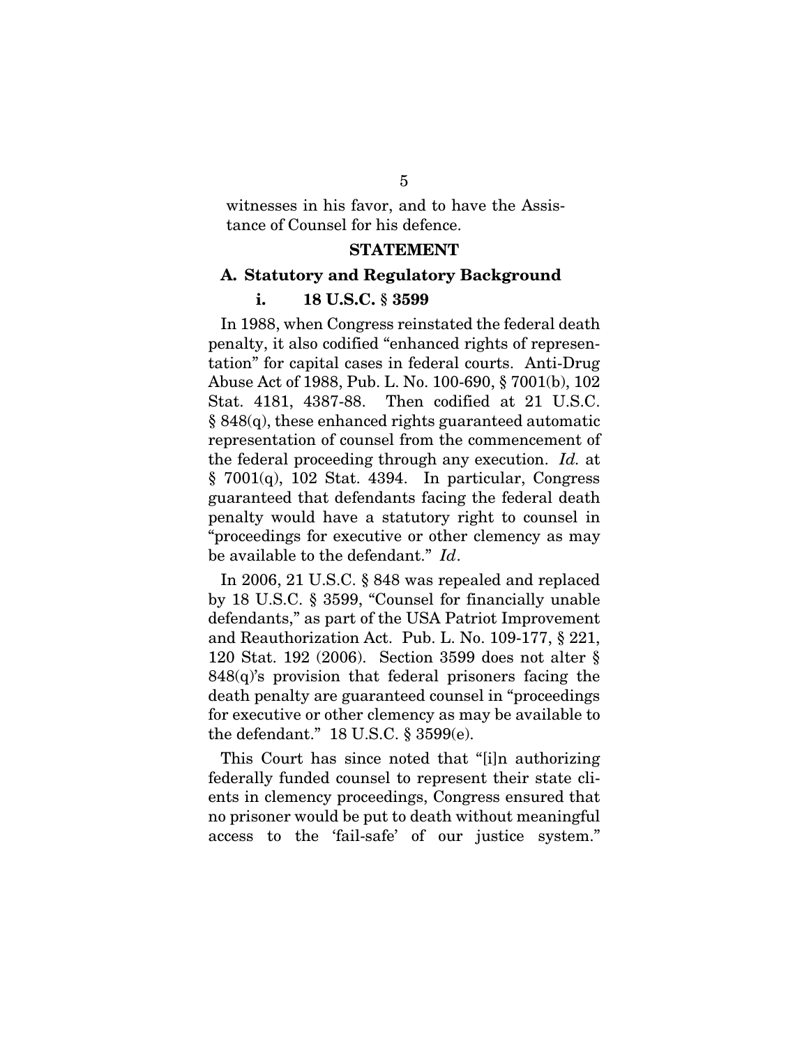witnesses in his favor, and to have the Assistance of Counsel for his defence.

## STATEMENT

### A. Statutory and Regulatory Background

#### i. 18 U.S.C. § 3599

In 1988, when Congress reinstated the federal death penalty, it also codified "enhanced rights of representation" for capital cases in federal courts. Anti-Drug Abuse Act of 1988, Pub. L. No. 100-690, § 7001(b), 102 Stat. 4181, 4387-88. Then codified at 21 U.S.C. § 848(q), these enhanced rights guaranteed automatic representation of counsel from the commencement of the federal proceeding through any execution. *Id.* at § 7001(q), 102 Stat. 4394. In particular, Congress guaranteed that defendants facing the federal death penalty would have a statutory right to counsel in "proceedings for executive or other clemency as may be available to the defendant." *Id*.

In 2006, 21 U.S.C. § 848 was repealed and replaced by 18 U.S.C. § 3599, "Counsel for financially unable defendants," as part of the USA Patriot Improvement and Reauthorization Act. Pub. L. No. 109-177, § 221, 120 Stat. 192 (2006). Section 3599 does not alter § 848(q)'s provision that federal prisoners facing the death penalty are guaranteed counsel in "proceedings for executive or other clemency as may be available to the defendant." 18 U.S.C. § 3599(e).

This Court has since noted that "[i]n authorizing federally funded counsel to represent their state clients in clemency proceedings, Congress ensured that no prisoner would be put to death without meaningful access to the 'fail-safe' of our justice system."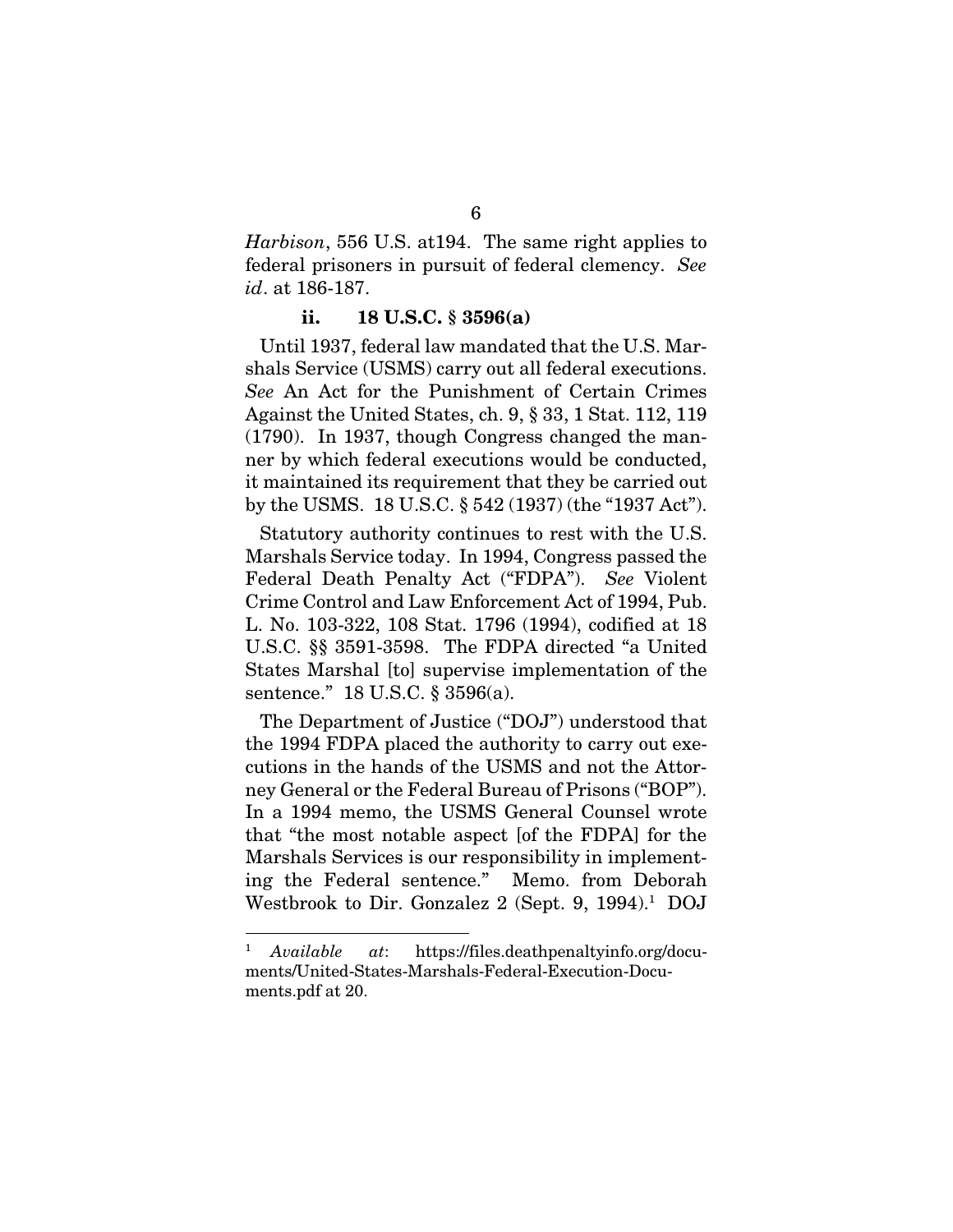*Harbison*, 556 U.S. at194. The same right applies to federal prisoners in pursuit of federal clemency. *See id*. at 186-187.

### ii. 18 U.S.C. § 3596(a)

Until 1937, federal law mandated that the U.S. Marshals Service (USMS) carry out all federal executions. *See* An Act for the Punishment of Certain Crimes Against the United States, ch. 9, § 33, 1 Stat. 112, 119 (1790). In 1937, though Congress changed the manner by which federal executions would be conducted, it maintained its requirement that they be carried out by the USMS. 18 U.S.C. § 542 (1937) (the "1937 Act").

Statutory authority continues to rest with the U.S. Marshals Service today. In 1994, Congress passed the Federal Death Penalty Act ("FDPA"). *See* Violent Crime Control and Law Enforcement Act of 1994, Pub. L. No. 103-322, 108 Stat. 1796 (1994), codified at 18 U.S.C. §§ 3591-3598. The FDPA directed "a United States Marshal [to] supervise implementation of the sentence." 18 U.S.C. § 3596(a).

The Department of Justice ("DOJ") understood that the 1994 FDPA placed the authority to carry out executions in the hands of the USMS and not the Attorney General or the Federal Bureau of Prisons ("BOP"). In a 1994 memo, the USMS General Counsel wrote that "the most notable aspect [of the FDPA] for the Marshals Services is our responsibility in implementing the Federal sentence." Memo. from Deborah Westbrook to Dir. Gonzalez 2 (Sept. 9, 1994).[1] DOJ

---

[1] *Available at*: https://files.deathpenaltyinfo.org/documents/United-States-Marshals-Federal-Execution-Documents.pdf at 20.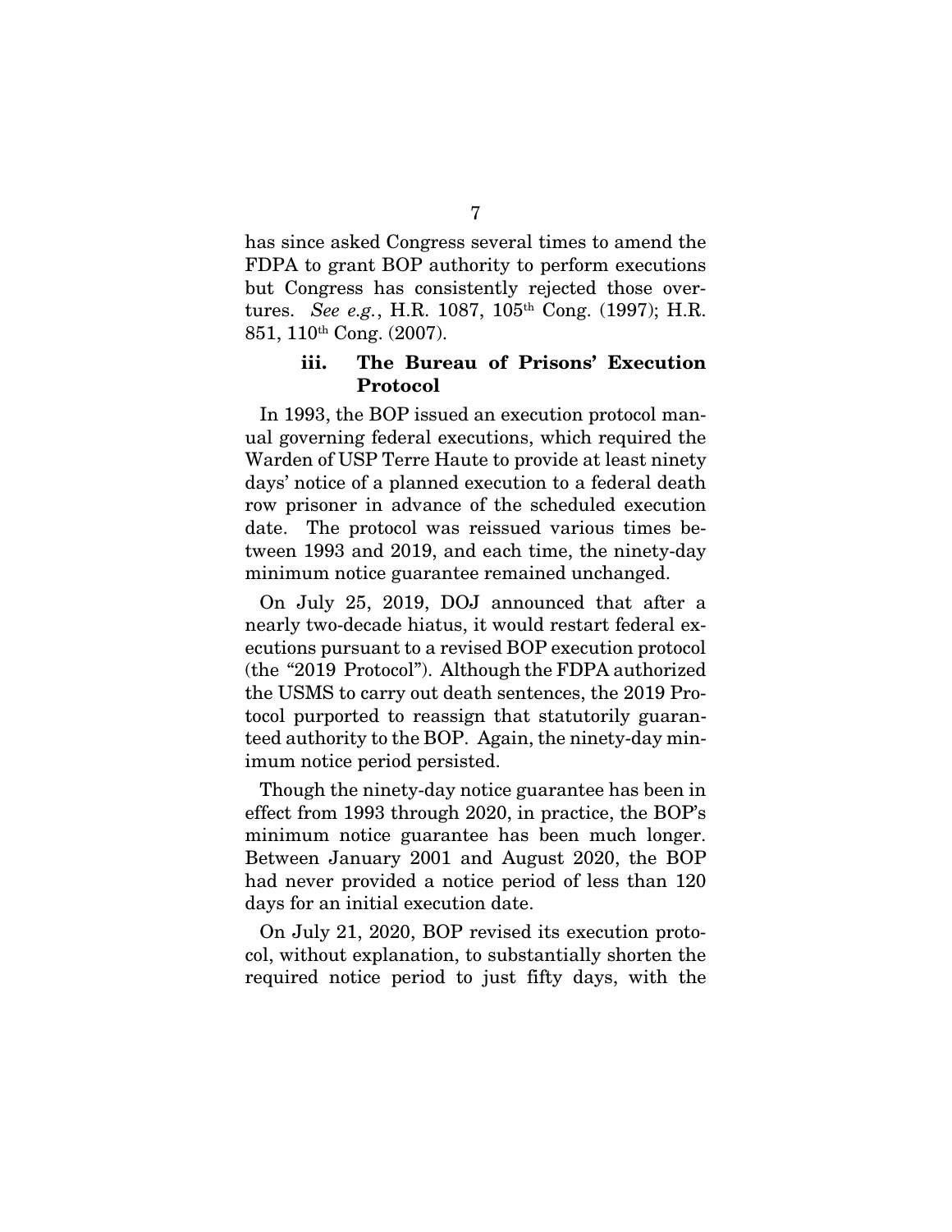has since asked Congress several times to amend the FDPA to grant BOP authority to perform executions but Congress has consistently rejected those overtures. *See e.g.*, H.R. 1087, 105th Cong. (1997); H.R. 851, 110th Cong. (2007).

### iii. The Bureau of Prisons' Execution Protocol

In 1993, the BOP issued an execution protocol manual governing federal executions, which required the Warden of USP Terre Haute to provide at least ninety days' notice of a planned execution to a federal death row prisoner in advance of the scheduled execution date. The protocol was reissued various times between 1993 and 2019, and each time, the ninety-day minimum notice guarantee remained unchanged.

On July 25, 2019, DOJ announced that after a nearly two-decade hiatus, it would restart federal executions pursuant to a revised BOP execution protocol (the "2019 Protocol"). Although the FDPA authorized the USMS to carry out death sentences, the 2019 Protocol purported to reassign that statutorily guaranteed authority to the BOP. Again, the ninety-day minimum notice period persisted.

Though the ninety-day notice guarantee has been in effect from 1993 through 2020, in practice, the BOP's minimum notice guarantee has been much longer. Between January 2001 and August 2020, the BOP had never provided a notice period of less than 120 days for an initial execution date.

On July 21, 2020, BOP revised its execution protocol, without explanation, to substantially shorten the required notice period to just fifty days, with the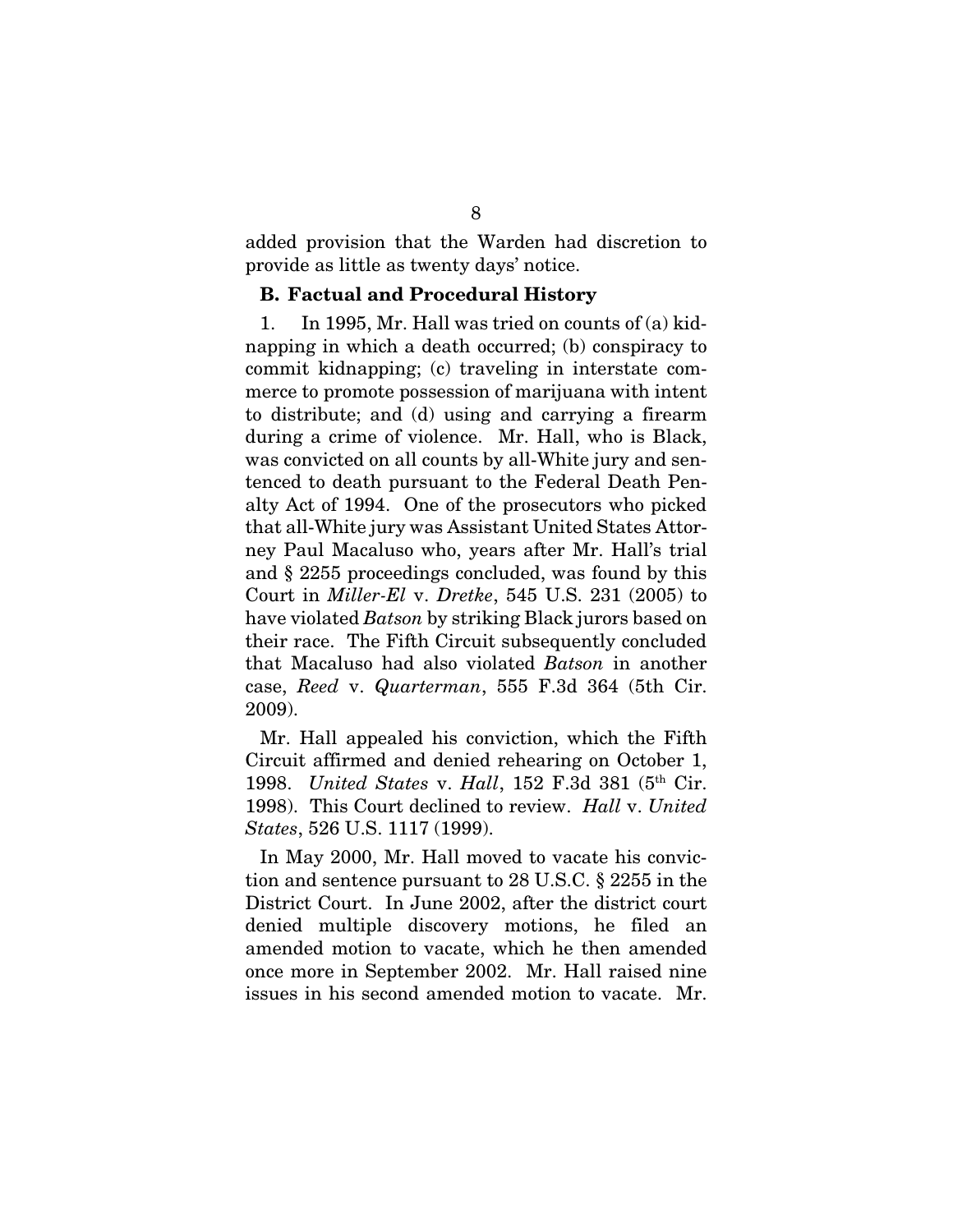added provision that the Warden had discretion to provide as little as twenty days' notice.

### B. Factual and Procedural History

1. In 1995, Mr. Hall was tried on counts of (a) kidnapping in which a death occurred; (b) conspiracy to commit kidnapping; (c) traveling in interstate commerce to promote possession of marijuana with intent to distribute; and (d) using and carrying a firearm during a crime of violence. Mr. Hall, who is Black, was convicted on all counts by all-White jury and sentenced to death pursuant to the Federal Death Penalty Act of 1994. One of the prosecutors who picked that all-White jury was Assistant United States Attorney Paul Macaluso who, years after Mr. Hall's trial and § 2255 proceedings concluded, was found by this Court in *Miller-El* v. *Dretke*, 545 U.S. 231 (2005) to have violated *Batson* by striking Black jurors based on their race. The Fifth Circuit subsequently concluded that Macaluso had also violated *Batson* in another case, *Reed* v. *Quarterman*, 555 F.3d 364 (5th Cir. 2009).

Mr. Hall appealed his conviction, which the Fifth Circuit affirmed and denied rehearing on October 1, 1998. *United States* v. *Hall*, 152 F.3d 381 (5th Cir. 1998). This Court declined to review. *Hall* v. *United States*, 526 U.S. 1117 (1999).

In May 2000, Mr. Hall moved to vacate his conviction and sentence pursuant to 28 U.S.C. § 2255 in the District Court. In June 2002, after the district court denied multiple discovery motions, he filed an amended motion to vacate, which he then amended once more in September 2002. Mr. Hall raised nine issues in his second amended motion to vacate. Mr.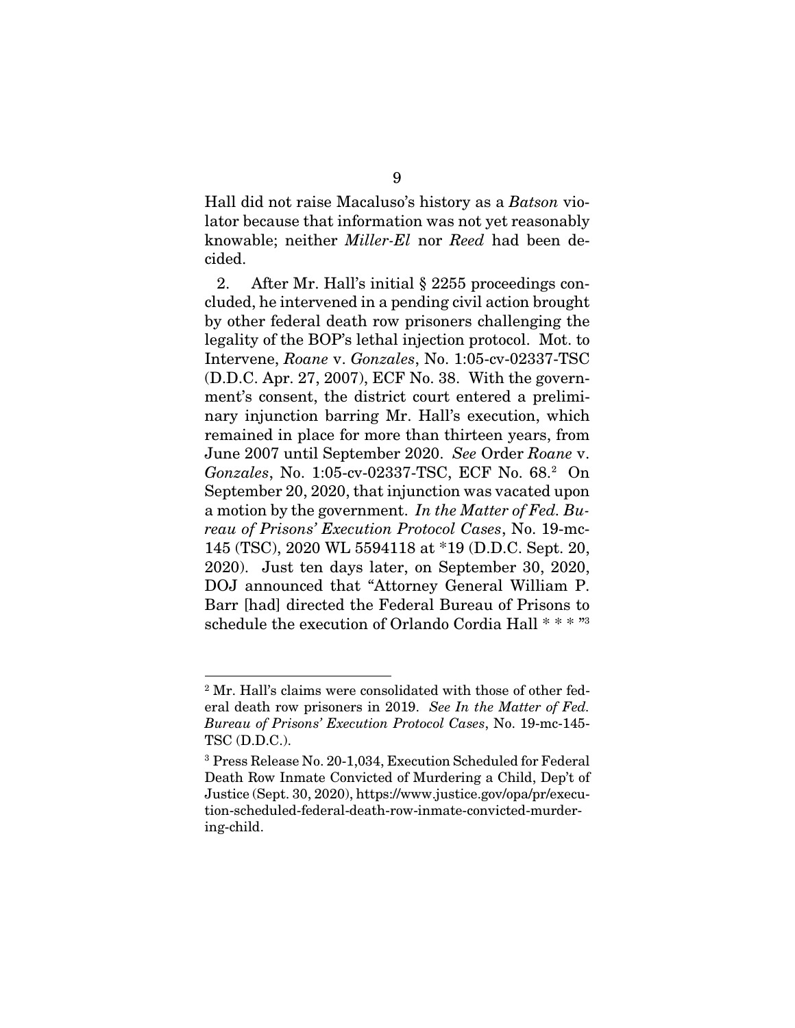Hall did not raise Macaluso's history as a *Batson* violator because that information was not yet reasonably knowable; neither *Miller-El* nor *Reed* had been decided.

2. After Mr. Hall's initial § 2255 proceedings concluded, he intervened in a pending civil action brought by other federal death row prisoners challenging the legality of the BOP's lethal injection protocol. Mot. to Intervene, *Roane* v. *Gonzales*, No. 1:05-cv-02337-TSC (D.D.C. Apr. 27, 2007), ECF No. 38. With the government's consent, the district court entered a preliminary injunction barring Mr. Hall's execution, which remained in place for more than thirteen years, from June 2007 until September 2020. *See* Order *Roane* v. *Gonzales*, No. 1:05-cv-02337-TSC, ECF No. 68.[2] On September 20, 2020, that injunction was vacated upon a motion by the government. *In the Matter of Fed. Bureau of Prisons' Execution Protocol Cases*, No. 19-mc-145 (TSC), 2020 WL 5594118 at *19 (D.D.C. Sept. 20, 2020). Just ten days later, on September 30, 2020, DOJ announced that "Attorney General William P. Barr [had] directed the Federal Bureau of Prisons to schedule the execution of Orlando Cordia Hall * * * "[3]

---

[2] Mr. Hall's claims were consolidated with those of other federal death row prisoners in 2019. *See In the Matter of Fed. Bureau of Prisons' Execution Protocol Cases*, No. 19-mc-145-TSC (D.D.C.).

[3] Press Release No. 20-1,034, Execution Scheduled for Federal Death Row Inmate Convicted of Murdering a Child, Dep't of Justice (Sept. 30, 2020), https://www.justice.gov/opa/pr/execution-scheduled-federal-death-row-inmate-convicted-murdering-child.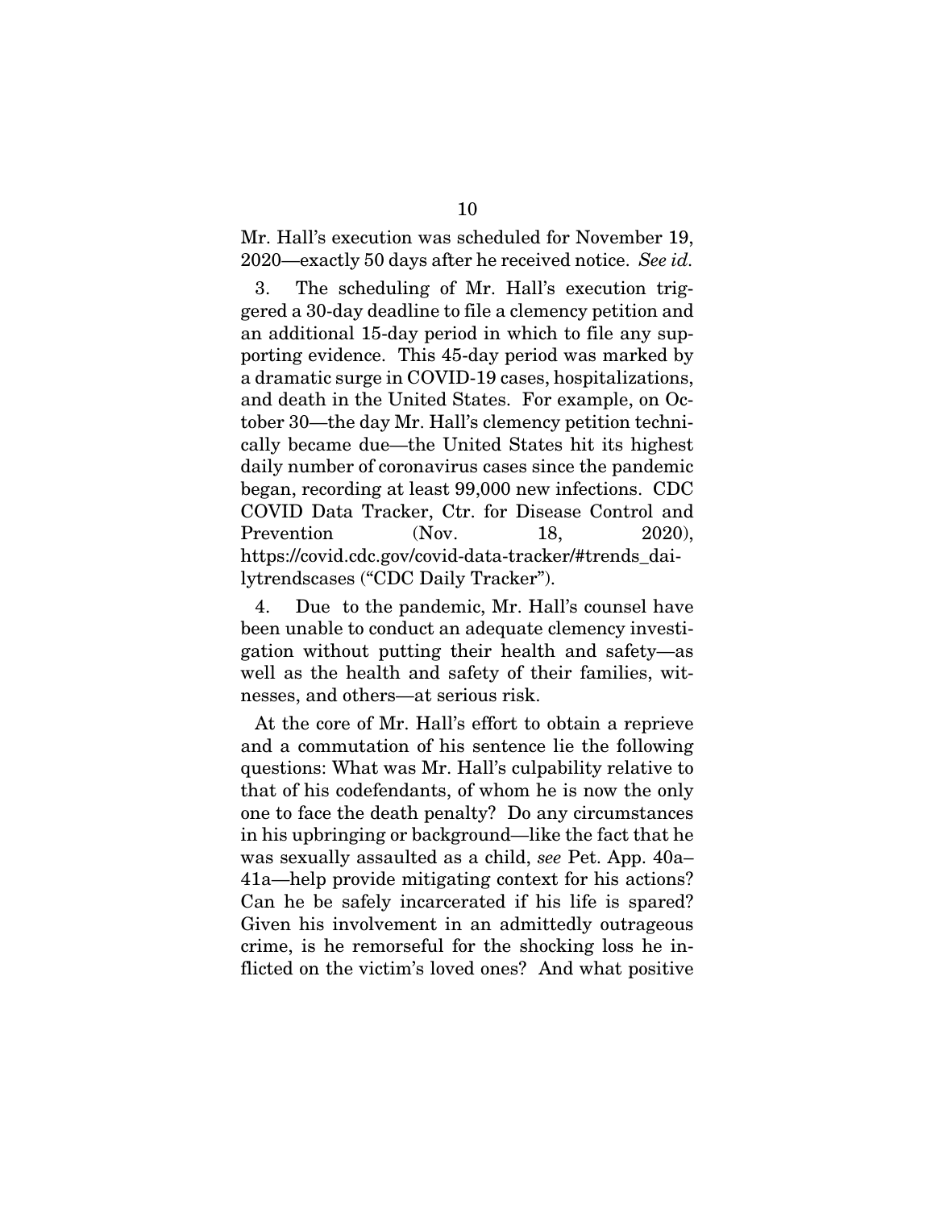Mr. Hall's execution was scheduled for November 19, 2020—exactly 50 days after he received notice. *See id.*

3. The scheduling of Mr. Hall's execution triggered a 30-day deadline to file a clemency petition and an additional 15-day period in which to file any supporting evidence. This 45-day period was marked by a dramatic surge in COVID-19 cases, hospitalizations, and death in the United States. For example, on October 30—the day Mr. Hall's clemency petition technically became due—the United States hit its highest daily number of coronavirus cases since the pandemic began, recording at least 99,000 new infections. CDC COVID Data Tracker, Ctr. for Disease Control and Prevention (Nov. 18, 2020), https://covid.cdc.gov/covid-data-tracker/#trends_dailytrendscases ("CDC Daily Tracker").

4. Due to the pandemic, Mr. Hall's counsel have been unable to conduct an adequate clemency investigation without putting their health and safety—as well as the health and safety of their families, witnesses, and others—at serious risk.

At the core of Mr. Hall's effort to obtain a reprieve and a commutation of his sentence lie the following questions: What was Mr. Hall's culpability relative to that of his codefendants, of whom he is now the only one to face the death penalty? Do any circumstances in his upbringing or background—like the fact that he was sexually assaulted as a child, *see* Pet. App. 40a–41a—help provide mitigating context for his actions? Can he be safely incarcerated if his life is spared? Given his involvement in an admittedly outrageous crime, is he remorseful for the shocking loss he inflicted on the victim's loved ones? And what positive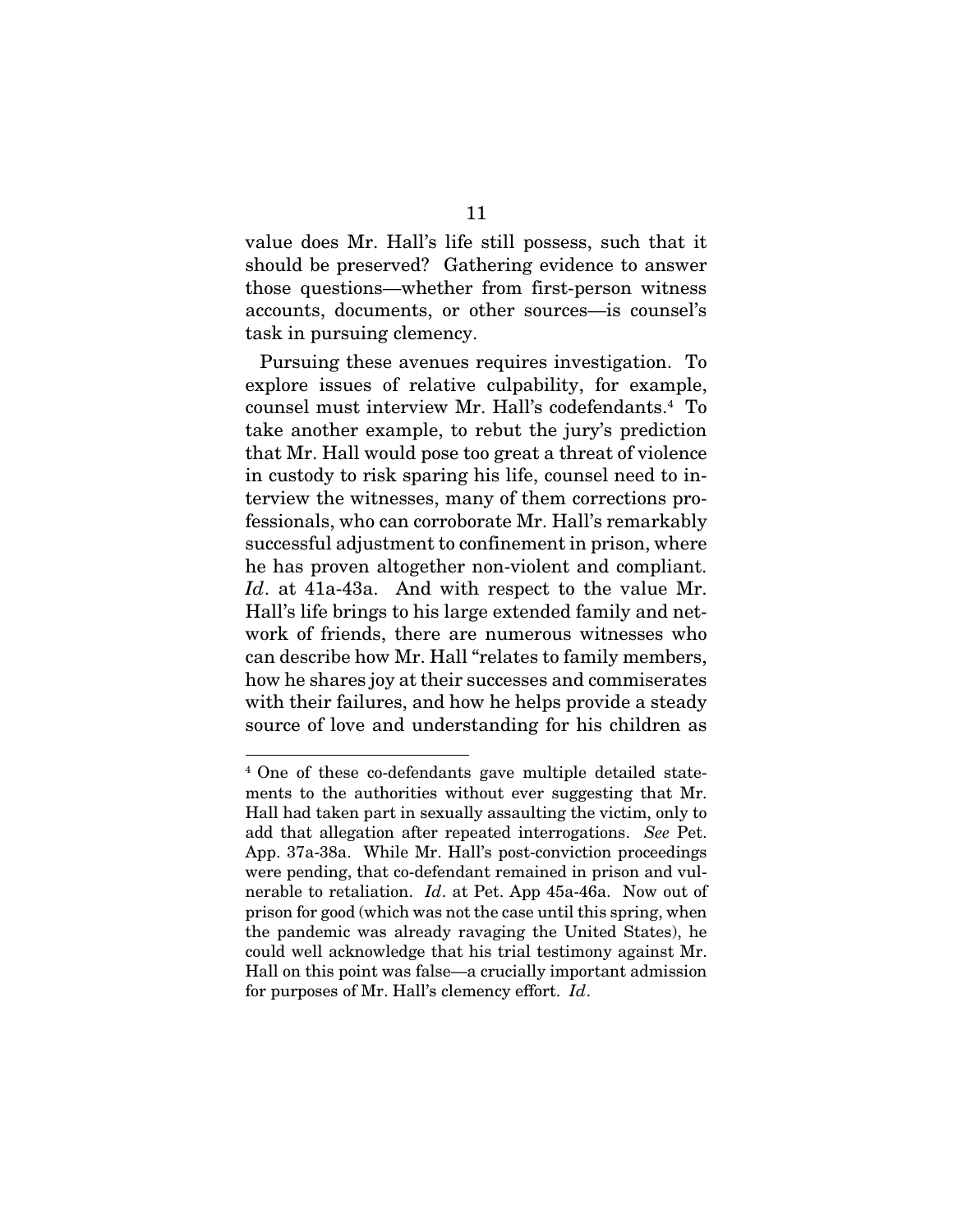value does Mr. Hall's life still possess, such that it should be preserved? Gathering evidence to answer those questions—whether from first-person witness accounts, documents, or other sources—is counsel's task in pursuing clemency.

Pursuing these avenues requires investigation. To explore issues of relative culpability, for example, counsel must interview Mr. Hall's codefendants.[4] To take another example, to rebut the jury's prediction that Mr. Hall would pose too great a threat of violence in custody to risk sparing his life, counsel need to interview the witnesses, many of them corrections professionals, who can corroborate Mr. Hall's remarkably successful adjustment to confinement in prison, where he has proven altogether non-violent and compliant. *Id*. at 41a-43a. And with respect to the value Mr. Hall's life brings to his large extended family and network of friends, there are numerous witnesses who can describe how Mr. Hall "relates to family members, how he shares joy at their successes and commiserates with their failures, and how he helps provide a steady source of love and understanding for his children as

[4] One of these co-defendants gave multiple detailed statements to the authorities without ever suggesting that Mr. Hall had taken part in sexually assaulting the victim, only to add that allegation after repeated interrogations. *See* Pet. App. 37a-38a. While Mr. Hall's post-conviction proceedings were pending, that co-defendant remained in prison and vulnerable to retaliation. *Id*. at Pet. App 45a-46a. Now out of prison for good (which was not the case until this spring, when the pandemic was already ravaging the United States), he could well acknowledge that his trial testimony against Mr. Hall on this point was false—a crucially important admission for purposes of Mr. Hall's clemency effort. *Id*.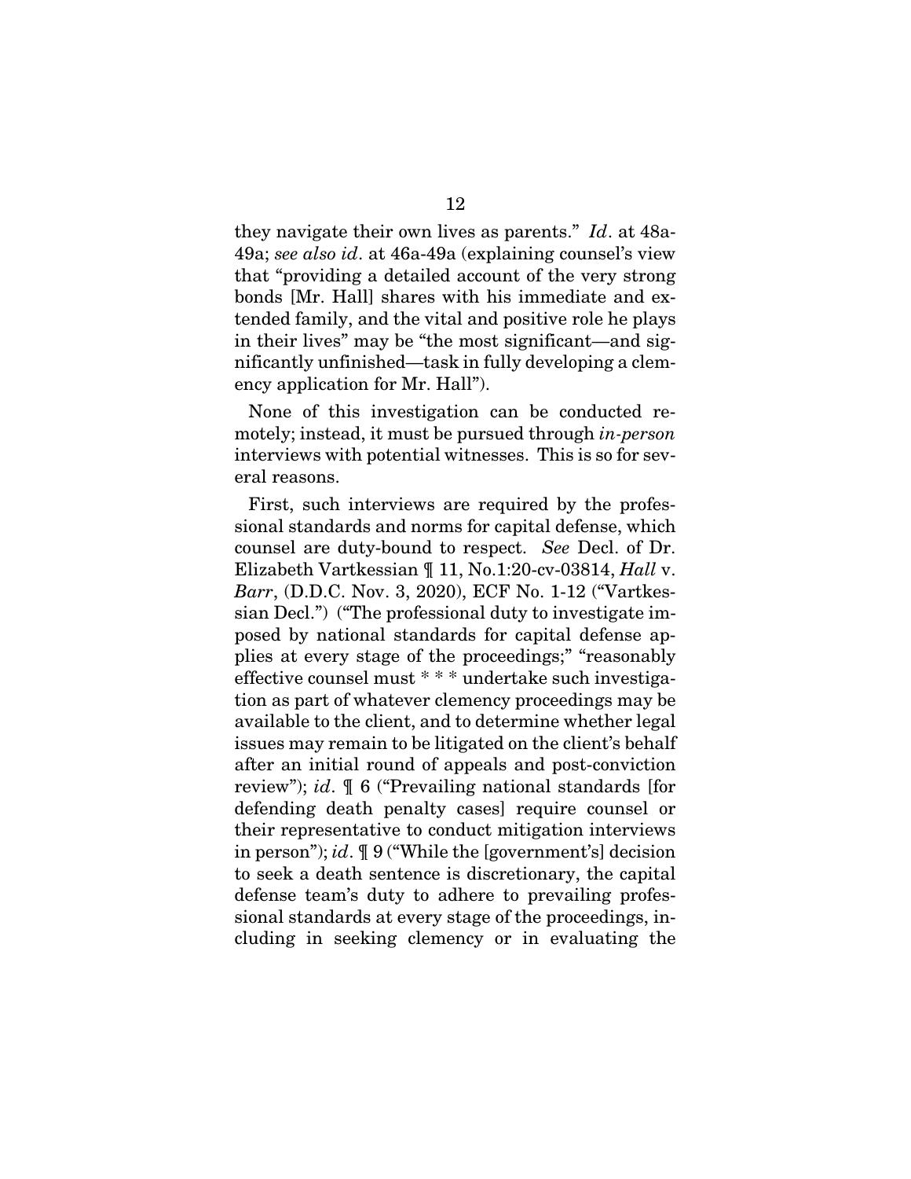they navigate their own lives as parents." *Id*. at 48a-49a; *see also id*. at 46a-49a (explaining counsel's view that "providing a detailed account of the very strong bonds [Mr. Hall] shares with his immediate and extended family, and the vital and positive role he plays in their lives" may be "the most significant—and significantly unfinished—task in fully developing a clemency application for Mr. Hall").

None of this investigation can be conducted remotely; instead, it must be pursued through *in-person* interviews with potential witnesses. This is so for several reasons.

First, such interviews are required by the professional standards and norms for capital defense, which counsel are duty-bound to respect. *See* Decl. of Dr. Elizabeth Vartkessian ¶ 11, No.1:20-cv-03814, *Hall* v. *Barr*, (D.D.C. Nov. 3, 2020), ECF No. 1-12 ("Vartkessian Decl.") ("The professional duty to investigate imposed by national standards for capital defense applies at every stage of the proceedings;" "reasonably effective counsel must * * * undertake such investigation as part of whatever clemency proceedings may be available to the client, and to determine whether legal issues may remain to be litigated on the client's behalf after an initial round of appeals and post-conviction review"); *id*. ¶ 6 ("Prevailing national standards [for defending death penalty cases] require counsel or their representative to conduct mitigation interviews in person"); *id*. ¶ 9 ("While the [government's] decision to seek a death sentence is discretionary, the capital defense team's duty to adhere to prevailing professional standards at every stage of the proceedings, including in seeking clemency or in evaluating the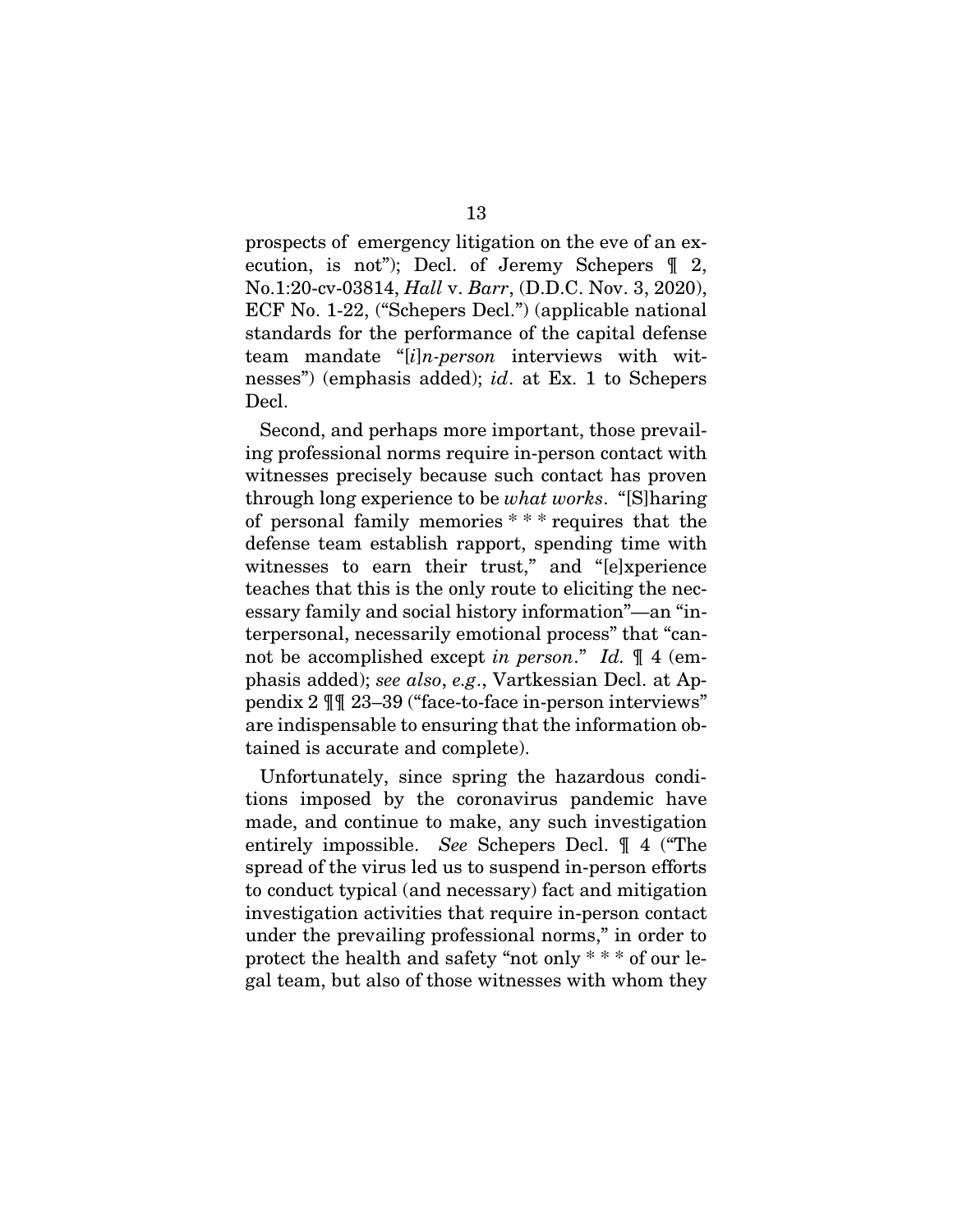prospects of emergency litigation on the eve of an execution, is not"); Decl. of Jeremy Schepers ¶ 2, No.1:20-cv-03814, *Hall* v. *Barr*, (D.D.C. Nov. 3, 2020), ECF No. 1-22, ("Schepers Decl.") (applicable national standards for the performance of the capital defense team mandate "[*i*]*n-person* interviews with witnesses") (emphasis added); *id*. at Ex. 1 to Schepers Decl.

Second, and perhaps more important, those prevailing professional norms require in-person contact with witnesses precisely because such contact has proven through long experience to be *what works*. "[S]haring of personal family memories * * * requires that the defense team establish rapport, spending time with witnesses to earn their trust," and "[e]xperience teaches that this is the only route to eliciting the necessary family and social history information"—an "interpersonal, necessarily emotional process" that "cannot be accomplished except *in person*." *Id.* ¶ 4 (emphasis added); *see also*, *e.g*., Vartkessian Decl. at Appendix 2 ¶¶ 23–39 ("face-to-face in-person interviews" are indispensable to ensuring that the information obtained is accurate and complete).

Unfortunately, since spring the hazardous conditions imposed by the coronavirus pandemic have made, and continue to make, any such investigation entirely impossible. *See* Schepers Decl. ¶ 4 ("The spread of the virus led us to suspend in-person efforts to conduct typical (and necessary) fact and mitigation investigation activities that require in-person contact under the prevailing professional norms," in order to protect the health and safety "not only * * * of our legal team, but also of those witnesses with whom they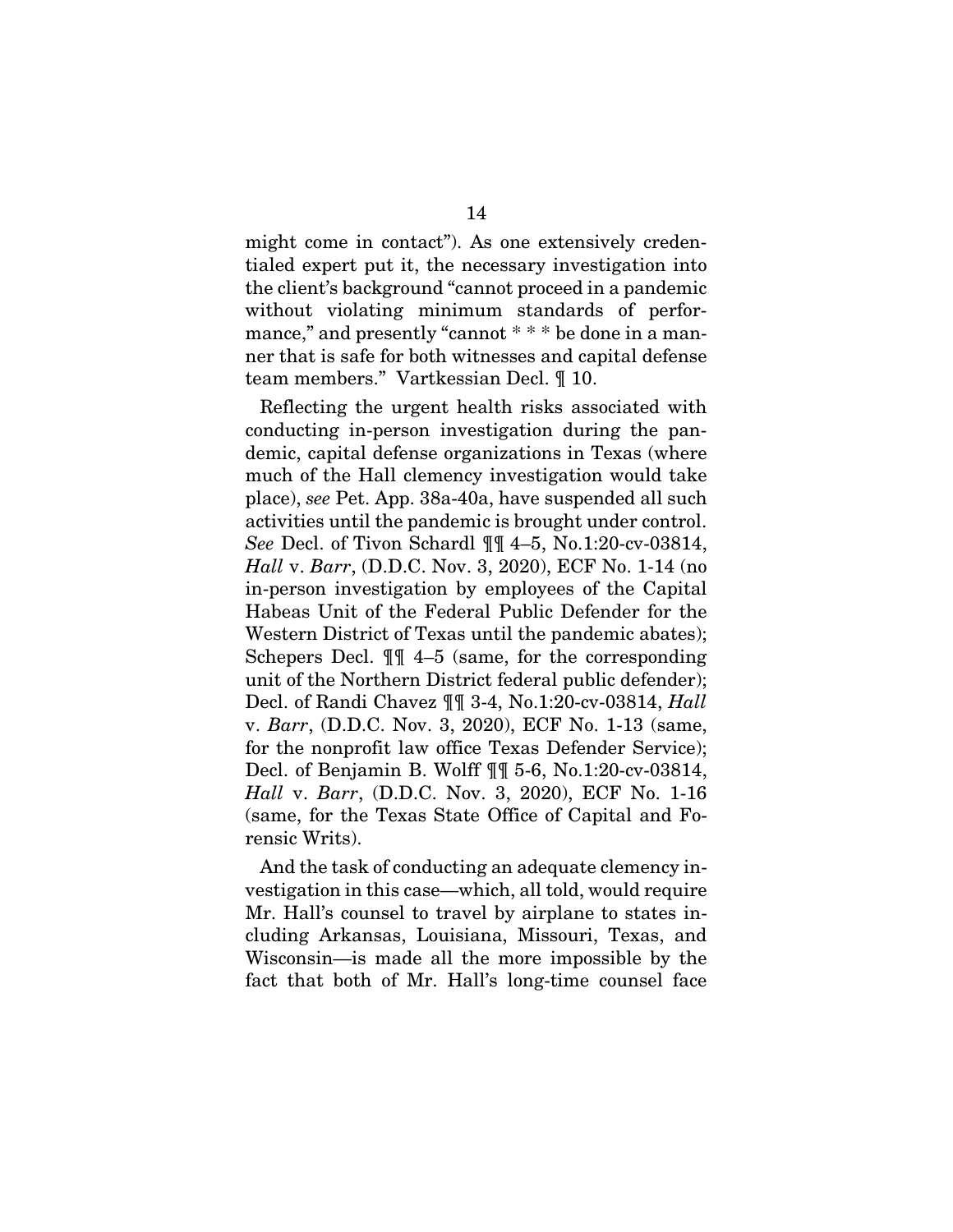might come in contact"). As one extensively credentialed expert put it, the necessary investigation into the client's background "cannot proceed in a pandemic without violating minimum standards of performance," and presently "cannot * * * be done in a manner that is safe for both witnesses and capital defense team members." Vartkessian Decl. ¶ 10.

Reflecting the urgent health risks associated with conducting in-person investigation during the pandemic, capital defense organizations in Texas (where much of the Hall clemency investigation would take place), *see* Pet. App. 38a-40a, have suspended all such activities until the pandemic is brought under control. *See* Decl. of Tivon Schardl ¶¶ 4–5, No.1:20-cv-03814, *Hall* v. *Barr*, (D.D.C. Nov. 3, 2020), ECF No. 1-14 (no in-person investigation by employees of the Capital Habeas Unit of the Federal Public Defender for the Western District of Texas until the pandemic abates); Schepers Decl. ¶¶ 4–5 (same, for the corresponding unit of the Northern District federal public defender); Decl. of Randi Chavez ¶¶ 3-4, No.1:20-cv-03814, *Hall* v. *Barr*, (D.D.C. Nov. 3, 2020), ECF No. 1-13 (same, for the nonprofit law office Texas Defender Service); Decl. of Benjamin B. Wolff ¶¶ 5-6, No.1:20-cv-03814, *Hall* v. *Barr*, (D.D.C. Nov. 3, 2020), ECF No. 1-16 (same, for the Texas State Office of Capital and Forensic Writs).

And the task of conducting an adequate clemency investigation in this case—which, all told, would require Mr. Hall's counsel to travel by airplane to states including Arkansas, Louisiana, Missouri, Texas, and Wisconsin—is made all the more impossible by the fact that both of Mr. Hall's long-time counsel face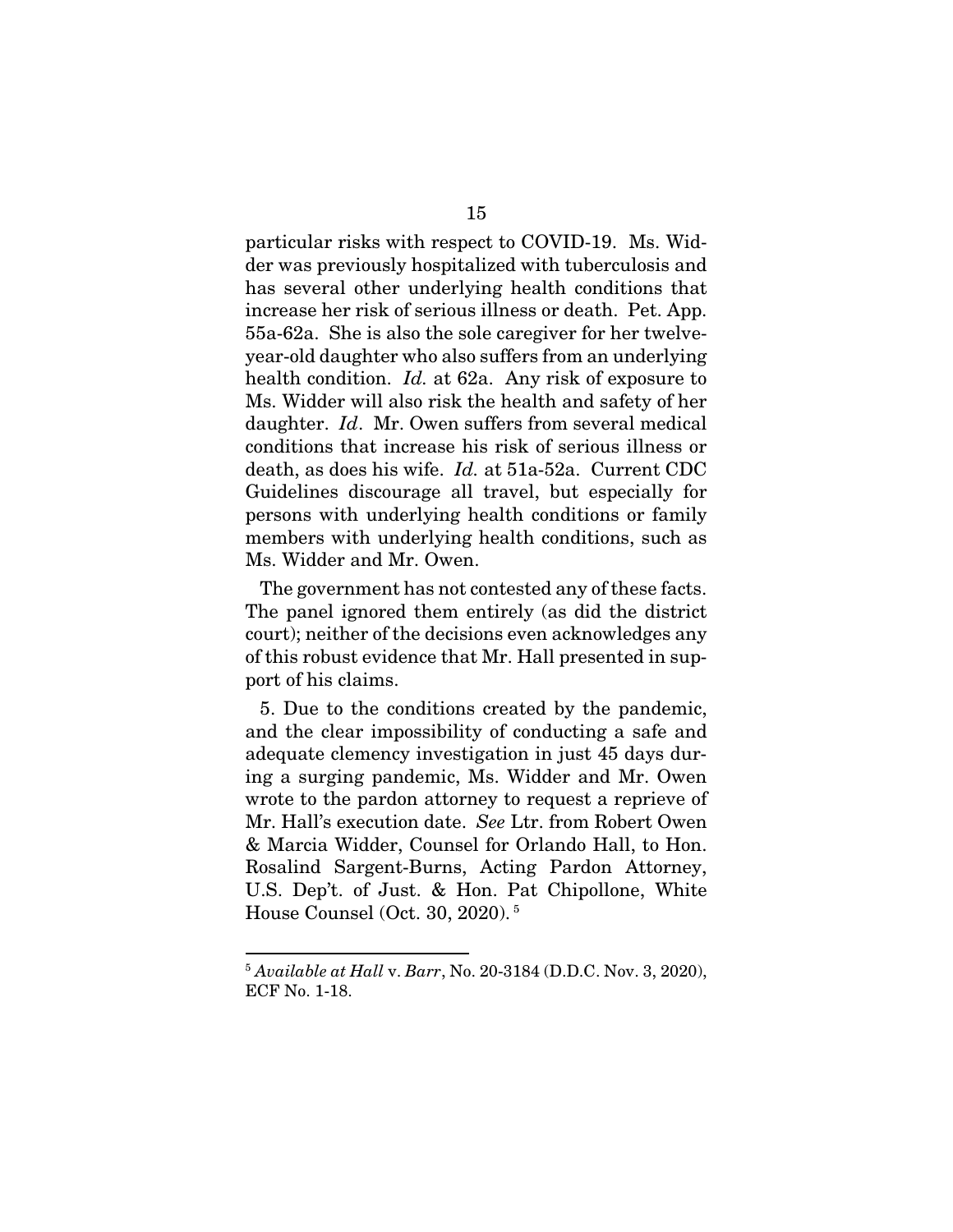particular risks with respect to COVID-19. Ms. Widder was previously hospitalized with tuberculosis and has several other underlying health conditions that increase her risk of serious illness or death. Pet. App. 55a-62a. She is also the sole caregiver for her twelve-year-old daughter who also suffers from an underlying health condition. *Id.* at 62a. Any risk of exposure to Ms. Widder will also risk the health and safety of her daughter. *Id*. Mr. Owen suffers from several medical conditions that increase his risk of serious illness or death, as does his wife. *Id.* at 51a-52a. Current CDC Guidelines discourage all travel, but especially for persons with underlying health conditions or family members with underlying health conditions, such as Ms. Widder and Mr. Owen.

The government has not contested any of these facts. The panel ignored them entirely (as did the district court); neither of the decisions even acknowledges any of this robust evidence that Mr. Hall presented in support of his claims.

5. Due to the conditions created by the pandemic, and the clear impossibility of conducting a safe and adequate clemency investigation in just 45 days during a surging pandemic, Ms. Widder and Mr. Owen wrote to the pardon attorney to request a reprieve of Mr. Hall's execution date. *See* Ltr. from Robert Owen & Marcia Widder, Counsel for Orlando Hall, to Hon. Rosalind Sargent-Burns, Acting Pardon Attorney, U.S. Dep't. of Just. & Hon. Pat Chipollone, White House Counsel (Oct. 30, 2020).[5]

---

[5] *Available at Hall* v. *Barr*, No. 20-3184 (D.D.C. Nov. 3, 2020), ECF No. 1-18.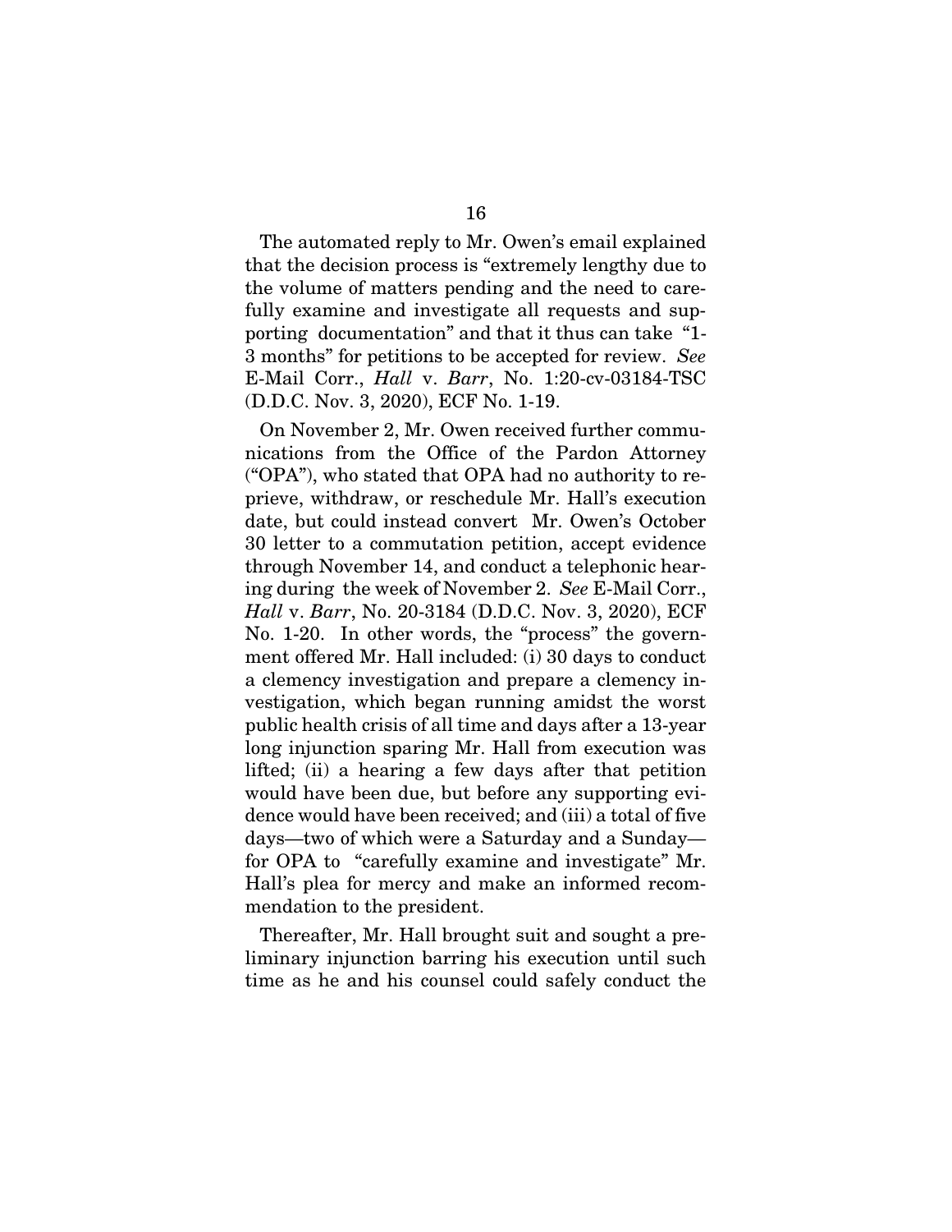The automated reply to Mr. Owen's email explained that the decision process is "extremely lengthy due to the volume of matters pending and the need to carefully examine and investigate all requests and supporting documentation" and that it thus can take "1-3 months" for petitions to be accepted for review. *See* E-Mail Corr., *Hall* v. *Barr*, No. 1:20-cv-03184-TSC (D.D.C. Nov. 3, 2020), ECF No. 1-19.

On November 2, Mr. Owen received further communications from the Office of the Pardon Attorney ("OPA"), who stated that OPA had no authority to reprieve, withdraw, or reschedule Mr. Hall's execution date, but could instead convert Mr. Owen's October 30 letter to a commutation petition, accept evidence through November 14, and conduct a telephonic hearing during the week of November 2. *See* E-Mail Corr., *Hall* v. *Barr*, No. 20-3184 (D.D.C. Nov. 3, 2020), ECF No. 1-20. In other words, the "process" the government offered Mr. Hall included: (i) 30 days to conduct a clemency investigation and prepare a clemency investigation, which began running amidst the worst public health crisis of all time and days after a 13-year long injunction sparing Mr. Hall from execution was lifted; (ii) a hearing a few days after that petition would have been due, but before any supporting evidence would have been received; and (iii) a total of five days—two of which were a Saturday and a Sunday—for OPA to "carefully examine and investigate" Mr. Hall's plea for mercy and make an informed recommendation to the president.

Thereafter, Mr. Hall brought suit and sought a preliminary injunction barring his execution until such time as he and his counsel could safely conduct the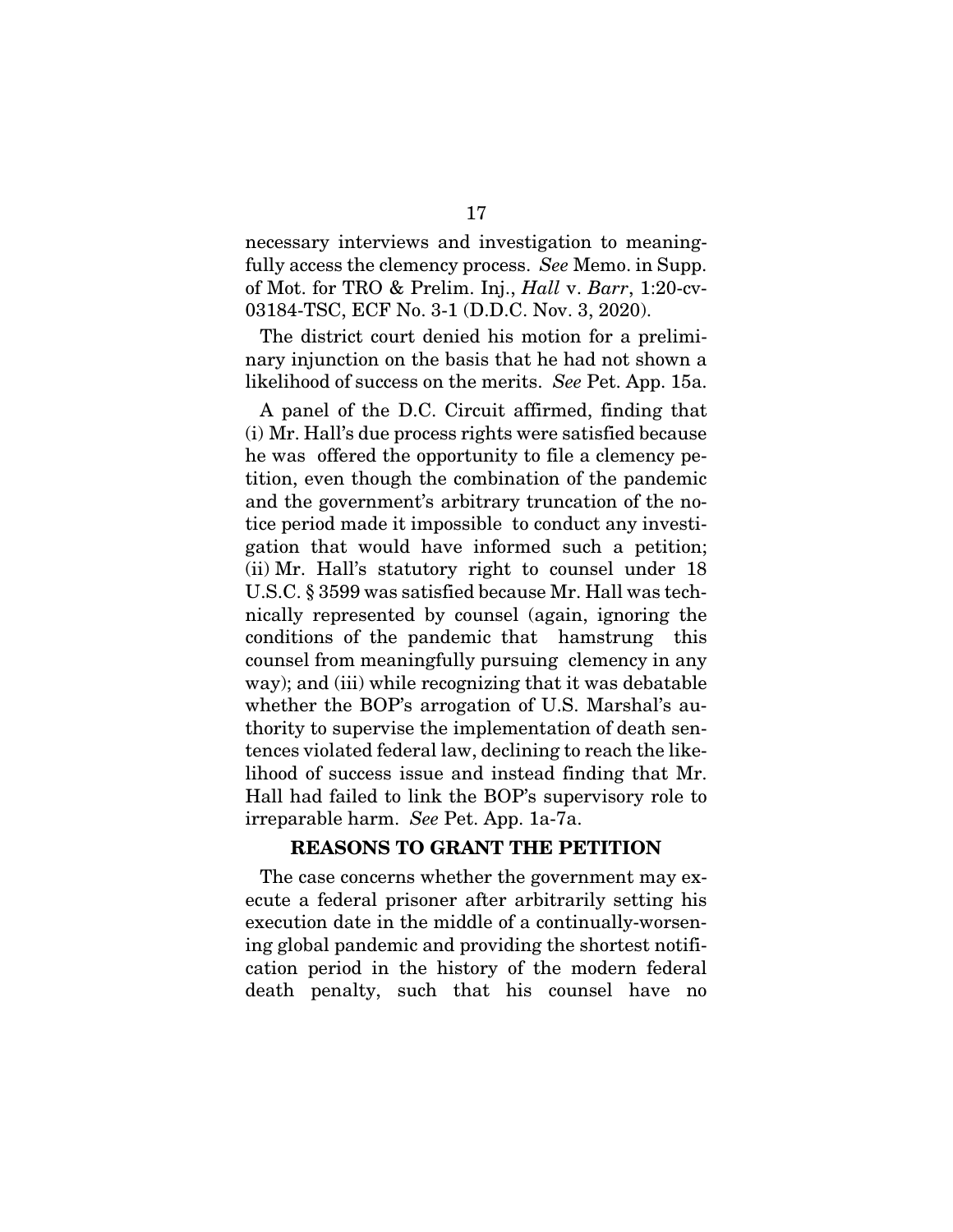necessary interviews and investigation to meaningfully access the clemency process. *See* Memo. in Supp. of Mot. for TRO & Prelim. Inj., *Hall* v. *Barr*, 1:20-cv-03184-TSC, ECF No. 3-1 (D.D.C. Nov. 3, 2020).

The district court denied his motion for a preliminary injunction on the basis that he had not shown a likelihood of success on the merits. *See* Pet. App. 15a.

A panel of the D.C. Circuit affirmed, finding that (i) Mr. Hall's due process rights were satisfied because he was offered the opportunity to file a clemency petition, even though the combination of the pandemic and the government's arbitrary truncation of the notice period made it impossible to conduct any investigation that would have informed such a petition; (ii) Mr. Hall's statutory right to counsel under 18 U.S.C. § 3599 was satisfied because Mr. Hall was technically represented by counsel (again, ignoring the conditions of the pandemic that hamstrung this counsel from meaningfully pursuing clemency in any way); and (iii) while recognizing that it was debatable whether the BOP's arrogation of U.S. Marshal's authority to supervise the implementation of death sentences violated federal law, declining to reach the likelihood of success issue and instead finding that Mr. Hall had failed to link the BOP's supervisory role to irreparable harm. *See* Pet. App. 1a-7a.

## REASONS TO GRANT THE PETITION

The case concerns whether the government may execute a federal prisoner after arbitrarily setting his execution date in the middle of a continually-worsening global pandemic and providing the shortest notification period in the history of the modern federal death penalty, such that his counsel have no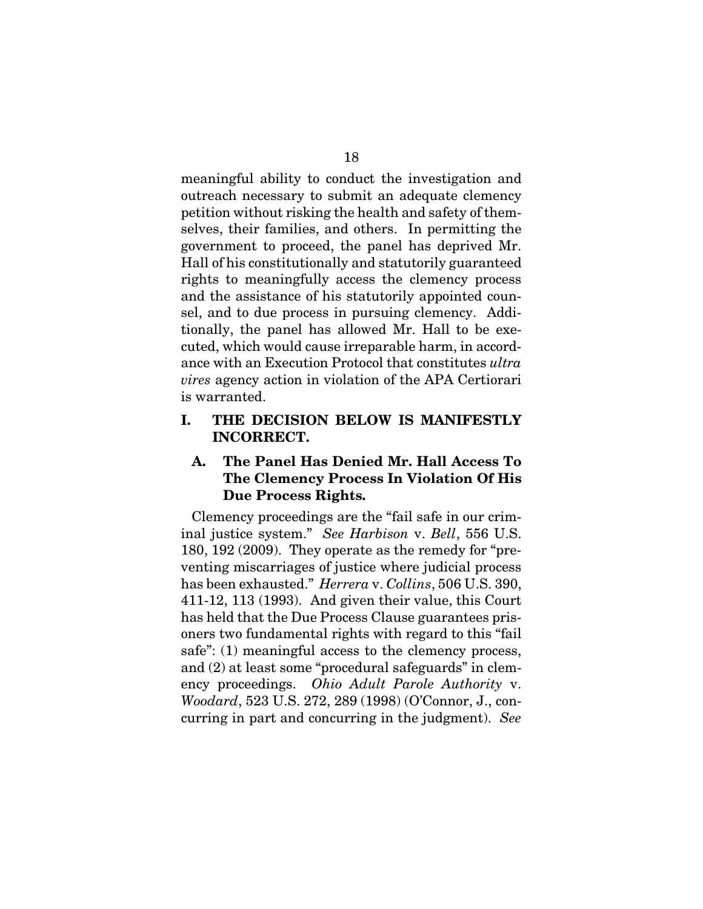meaningful ability to conduct the investigation and outreach necessary to submit an adequate clemency petition without risking the health and safety of themselves, their families, and others. In permitting the government to proceed, the panel has deprived Mr. Hall of his constitutionally and statutorily guaranteed rights to meaningfully access the clemency process and the assistance of his statutorily appointed counsel, and to due process in pursuing clemency. Additionally, the panel has allowed Mr. Hall to be executed, which would cause irreparable harm, in accordance with an Execution Protocol that constitutes *ultra vires* agency action in violation of the APA Certiorari is warranted.

## I. THE DECISION BELOW IS MANIFESTLY INCORRECT.

### A. The Panel Has Denied Mr. Hall Access To The Clemency Process In Violation Of His Due Process Rights.

Clemency proceedings are the "fail safe in our criminal justice system." *See Harbison* v. *Bell*, 556 U.S. 180, 192 (2009). They operate as the remedy for "preventing miscarriages of justice where judicial process has been exhausted." *Herrera* v. *Collins*, 506 U.S. 390, 411-12, 113 (1993). And given their value, this Court has held that the Due Process Clause guarantees prisoners two fundamental rights with regard to this "fail safe": (1) meaningful access to the clemency process, and (2) at least some "procedural safeguards" in clemency proceedings. *Ohio Adult Parole Authority* v. *Woodard*, 523 U.S. 272, 289 (1998) (O'Connor, J., concurring in part and concurring in the judgment). *See*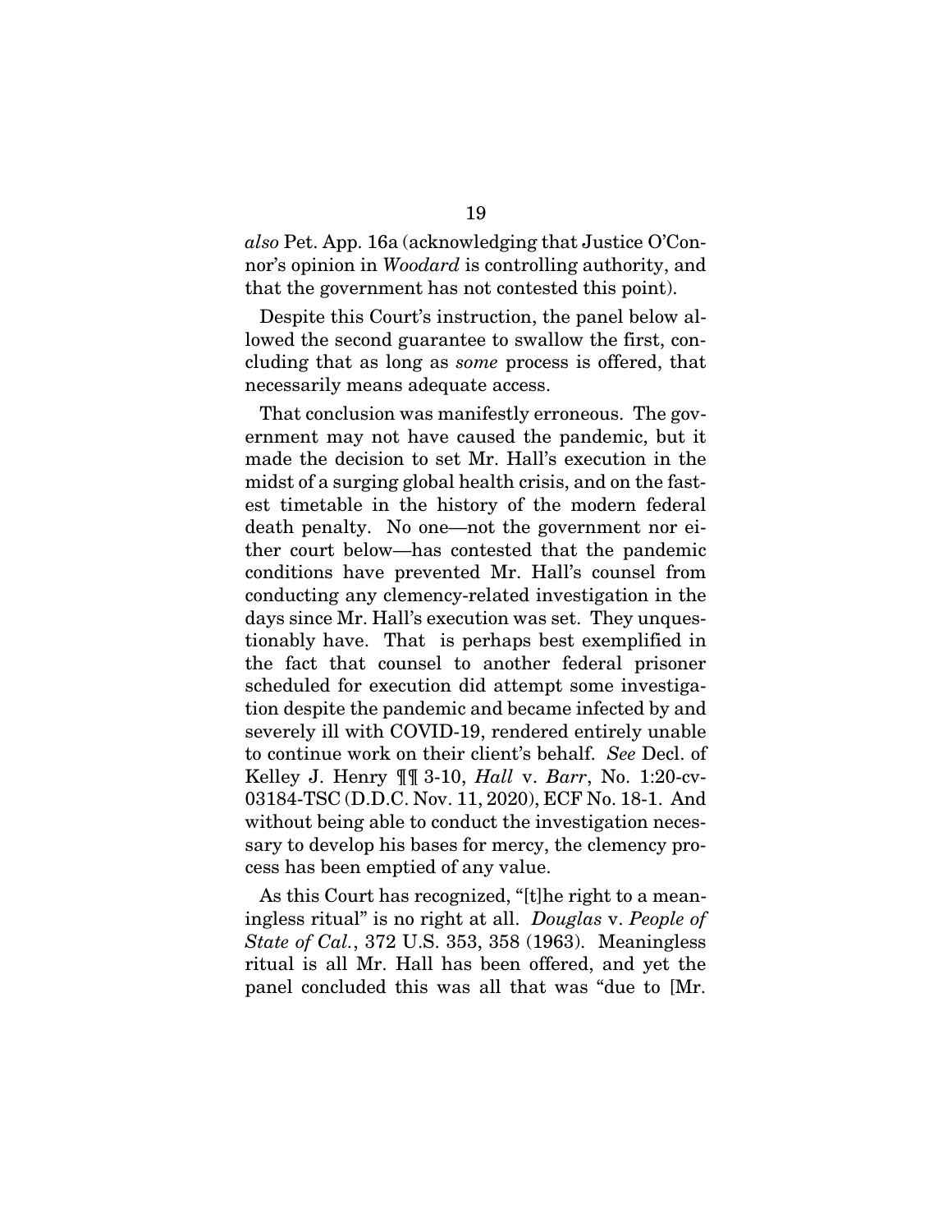*also* Pet. App. 16a (acknowledging that Justice O'Connor's opinion in *Woodard* is controlling authority, and that the government has not contested this point).

Despite this Court's instruction, the panel below allowed the second guarantee to swallow the first, concluding that as long as *some* process is offered, that necessarily means adequate access.

That conclusion was manifestly erroneous. The government may not have caused the pandemic, but it made the decision to set Mr. Hall's execution in the midst of a surging global health crisis, and on the fastest timetable in the history of the modern federal death penalty. No one—not the government nor either court below—has contested that the pandemic conditions have prevented Mr. Hall's counsel from conducting any clemency-related investigation in the days since Mr. Hall's execution was set. They unquestionably have. That is perhaps best exemplified in the fact that counsel to another federal prisoner scheduled for execution did attempt some investigation despite the pandemic and became infected by and severely ill with COVID-19, rendered entirely unable to continue work on their client's behalf. *See* Decl. of Kelley J. Henry ¶¶ 3-10, *Hall* v. *Barr*, No. 1:20-cv-03184-TSC (D.D.C. Nov. 11, 2020), ECF No. 18-1. And without being able to conduct the investigation necessary to develop his bases for mercy, the clemency process has been emptied of any value.

As this Court has recognized, "[t]he right to a meaningless ritual" is no right at all. *Douglas* v. *People of State of Cal.*, 372 U.S. 353, 358 (1963). Meaningless ritual is all Mr. Hall has been offered, and yet the panel concluded this was all that was "due to [Mr.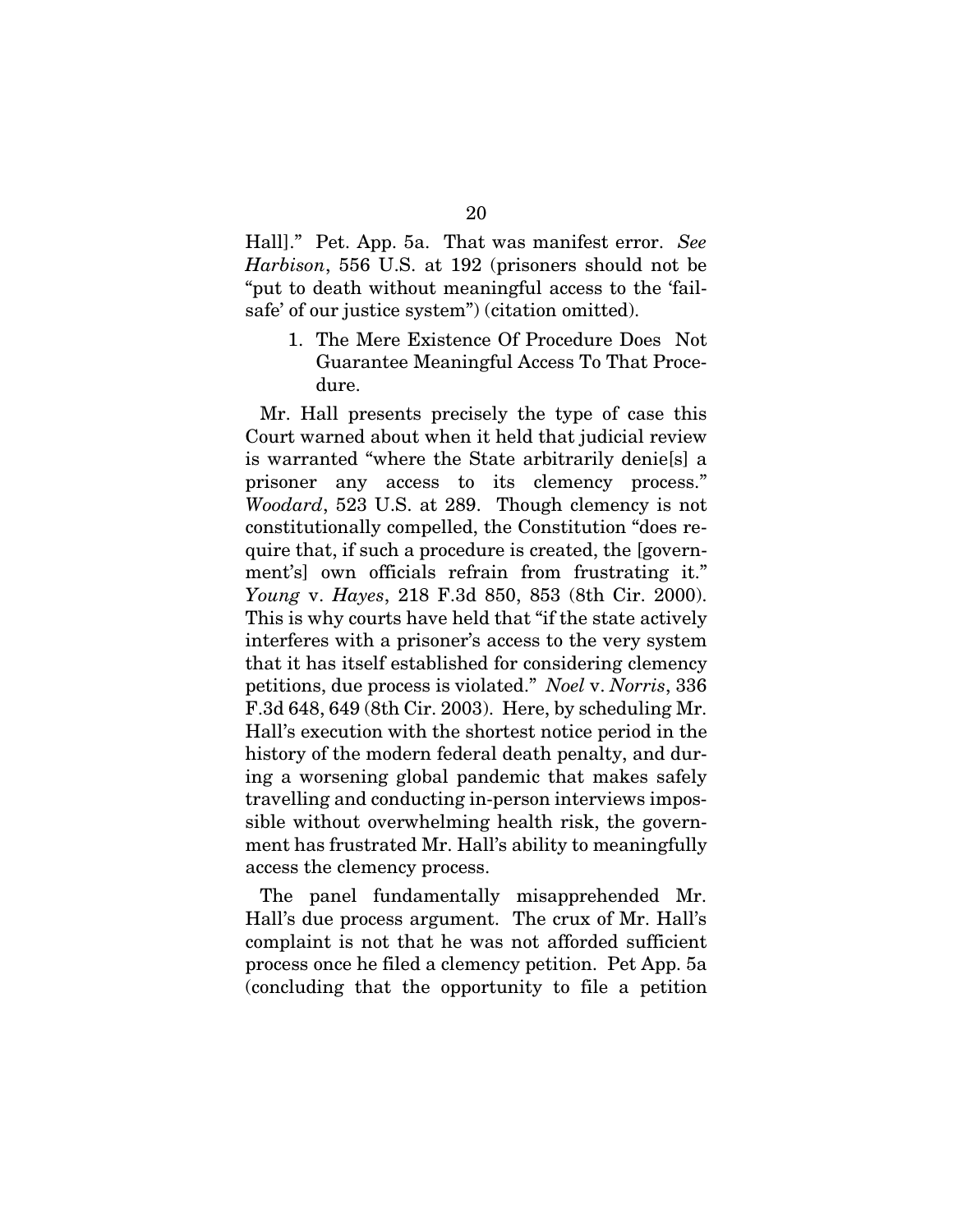Hall]." Pet. App. 5a. That was manifest error. *See Harbison*, 556 U.S. at 192 (prisoners should not be "put to death without meaningful access to the 'fail-safe' of our justice system") (citation omitted).

1. The Mere Existence Of Procedure Does Not Guarantee Meaningful Access To That Procedure.

Mr. Hall presents precisely the type of case this Court warned about when it held that judicial review is warranted "where the State arbitrarily denie[s] a prisoner any access to its clemency process." *Woodard*, 523 U.S. at 289. Though clemency is not constitutionally compelled, the Constitution "does require that, if such a procedure is created, the [government's] own officials refrain from frustrating it." *Young* v. *Hayes*, 218 F.3d 850, 853 (8th Cir. 2000). This is why courts have held that "if the state actively interferes with a prisoner's access to the very system that it has itself established for considering clemency petitions, due process is violated." *Noel* v. *Norris*, 336 F.3d 648, 649 (8th Cir. 2003). Here, by scheduling Mr. Hall's execution with the shortest notice period in the history of the modern federal death penalty, and during a worsening global pandemic that makes safely travelling and conducting in-person interviews impossible without overwhelming health risk, the government has frustrated Mr. Hall's ability to meaningfully access the clemency process.

The panel fundamentally misapprehended Mr. Hall's due process argument. The crux of Mr. Hall's complaint is not that he was not afforded sufficient process once he filed a clemency petition. Pet App. 5a (concluding that the opportunity to file a petition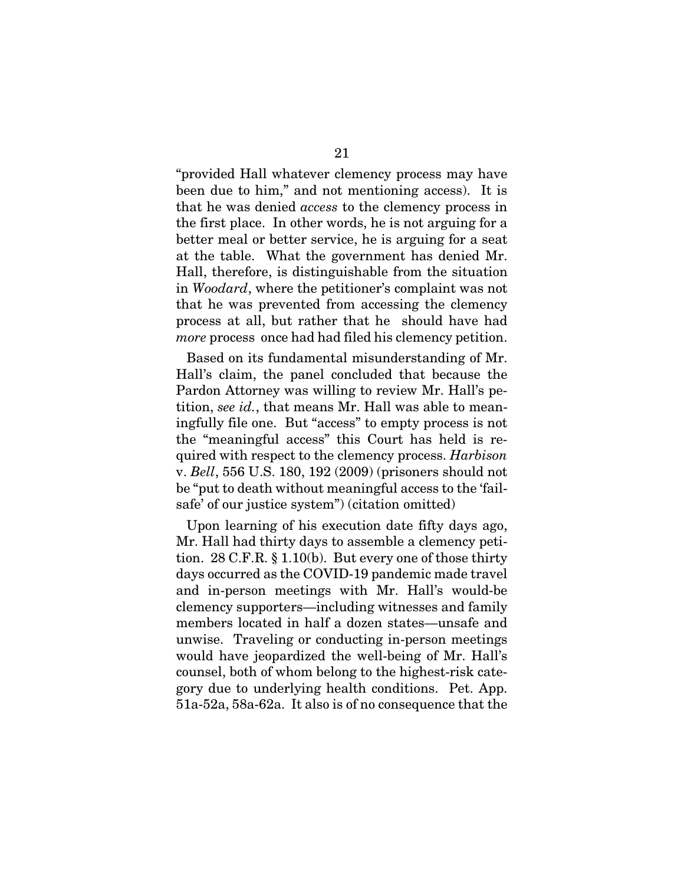"provided Hall whatever clemency process may have been due to him," and not mentioning access). It is that he was denied *access* to the clemency process in the first place. In other words, he is not arguing for a better meal or better service, he is arguing for a seat at the table. What the government has denied Mr. Hall, therefore, is distinguishable from the situation in *Woodard*, where the petitioner's complaint was not that he was prevented from accessing the clemency process at all, but rather that he should have had *more* process once had had filed his clemency petition.

Based on its fundamental misunderstanding of Mr. Hall's claim, the panel concluded that because the Pardon Attorney was willing to review Mr. Hall's petition, *see id.*, that means Mr. Hall was able to meaningfully file one. But "access" to empty process is not the "meaningful access" this Court has held is required with respect to the clemency process. *Harbison* v. *Bell*, 556 U.S. 180, 192 (2009) (prisoners should not be "put to death without meaningful access to the 'fail-safe' of our justice system") (citation omitted)

Upon learning of his execution date fifty days ago, Mr. Hall had thirty days to assemble a clemency petition. 28 C.F.R. § 1.10(b). But every one of those thirty days occurred as the COVID-19 pandemic made travel and in-person meetings with Mr. Hall's would-be clemency supporters—including witnesses and family members located in half a dozen states—unsafe and unwise. Traveling or conducting in-person meetings would have jeopardized the well-being of Mr. Hall's counsel, both of whom belong to the highest-risk category due to underlying health conditions. Pet. App. 51a-52a, 58a-62a. It also is of no consequence that the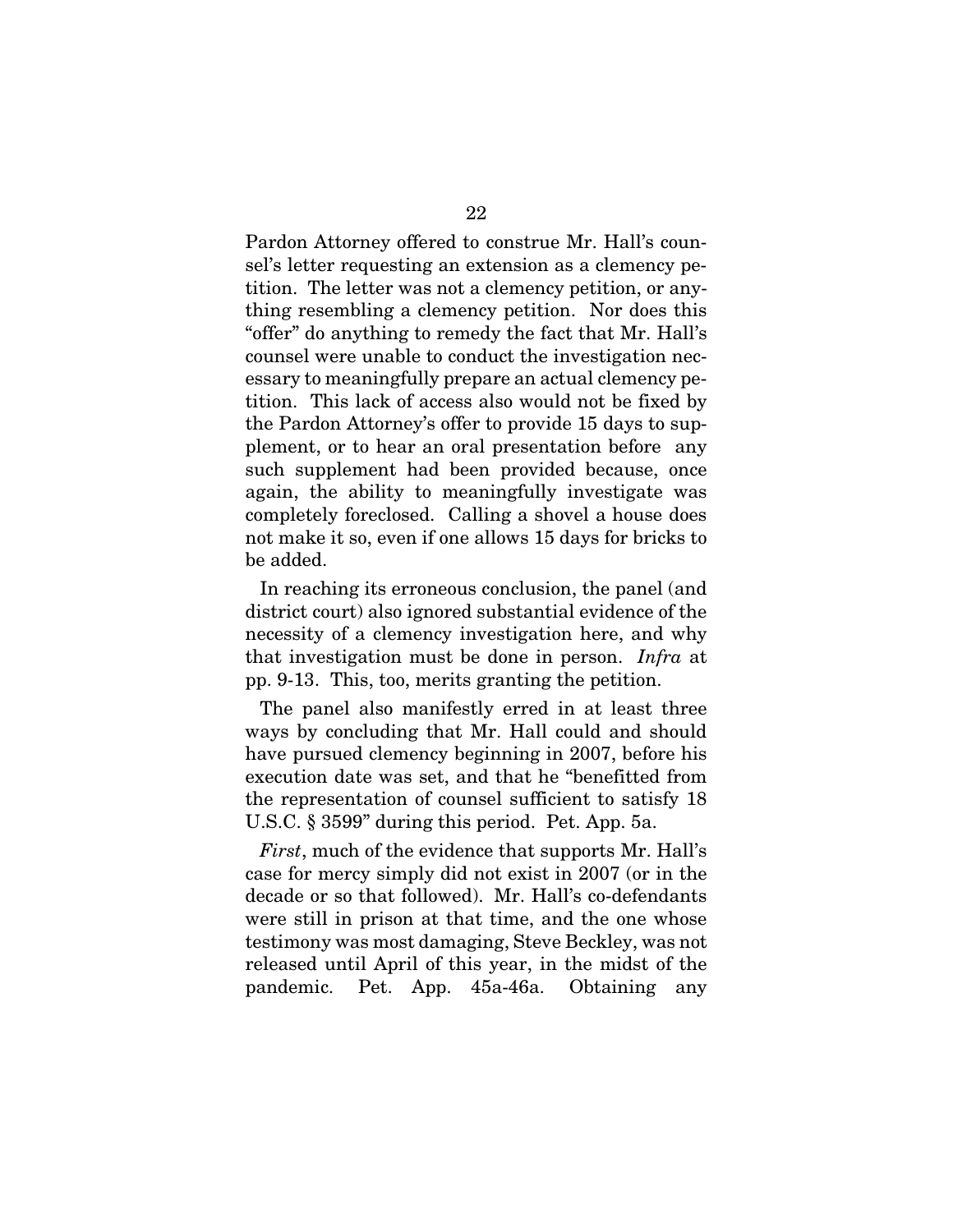Pardon Attorney offered to construe Mr. Hall's counsel's letter requesting an extension as a clemency petition. The letter was not a clemency petition, or anything resembling a clemency petition. Nor does this "offer" do anything to remedy the fact that Mr. Hall's counsel were unable to conduct the investigation necessary to meaningfully prepare an actual clemency petition. This lack of access also would not be fixed by the Pardon Attorney's offer to provide 15 days to supplement, or to hear an oral presentation before any such supplement had been provided because, once again, the ability to meaningfully investigate was completely foreclosed. Calling a shovel a house does not make it so, even if one allows 15 days for bricks to be added.

In reaching its erroneous conclusion, the panel (and district court) also ignored substantial evidence of the necessity of a clemency investigation here, and why that investigation must be done in person. *Infra* at pp. 9-13. This, too, merits granting the petition.

The panel also manifestly erred in at least three ways by concluding that Mr. Hall could and should have pursued clemency beginning in 2007, before his execution date was set, and that he "benefitted from the representation of counsel sufficient to satisfy 18 U.S.C. § 3599" during this period. Pet. App. 5a.

*First*, much of the evidence that supports Mr. Hall's case for mercy simply did not exist in 2007 (or in the decade or so that followed). Mr. Hall's co-defendants were still in prison at that time, and the one whose testimony was most damaging, Steve Beckley, was not released until April of this year, in the midst of the pandemic. Pet. App. 45a-46a. Obtaining any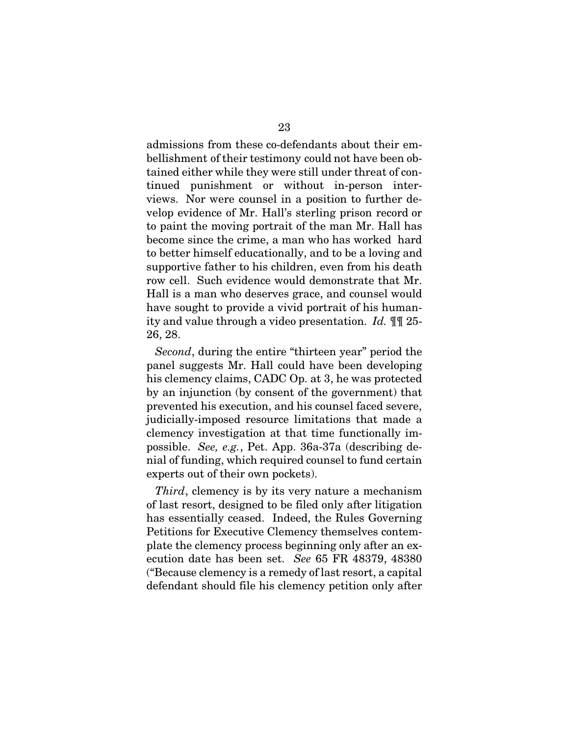admissions from these co-defendants about their embellishment of their testimony could not have been obtained either while they were still under threat of continued punishment or without in-person interviews. Nor were counsel in a position to further develop evidence of Mr. Hall's sterling prison record or to paint the moving portrait of the man Mr. Hall has become since the crime, a man who has worked hard to better himself educationally, and to be a loving and supportive father to his children, even from his death row cell. Such evidence would demonstrate that Mr. Hall is a man who deserves grace, and counsel would have sought to provide a vivid portrait of his humanity and value through a video presentation. *Id.* ¶¶ 25-26, 28.

*Second*, during the entire "thirteen year" period the panel suggests Mr. Hall could have been developing his clemency claims, CADC Op. at 3, he was protected by an injunction (by consent of the government) that prevented his execution, and his counsel faced severe, judicially-imposed resource limitations that made a clemency investigation at that time functionally impossible. *See, e.g.*, Pet. App. 36a-37a (describing denial of funding, which required counsel to fund certain experts out of their own pockets).

*Third*, clemency is by its very nature a mechanism of last resort, designed to be filed only after litigation has essentially ceased. Indeed, the Rules Governing Petitions for Executive Clemency themselves contemplate the clemency process beginning only after an execution date has been set. *See* 65 FR 48379, 48380 ("Because clemency is a remedy of last resort, a capital defendant should file his clemency petition only after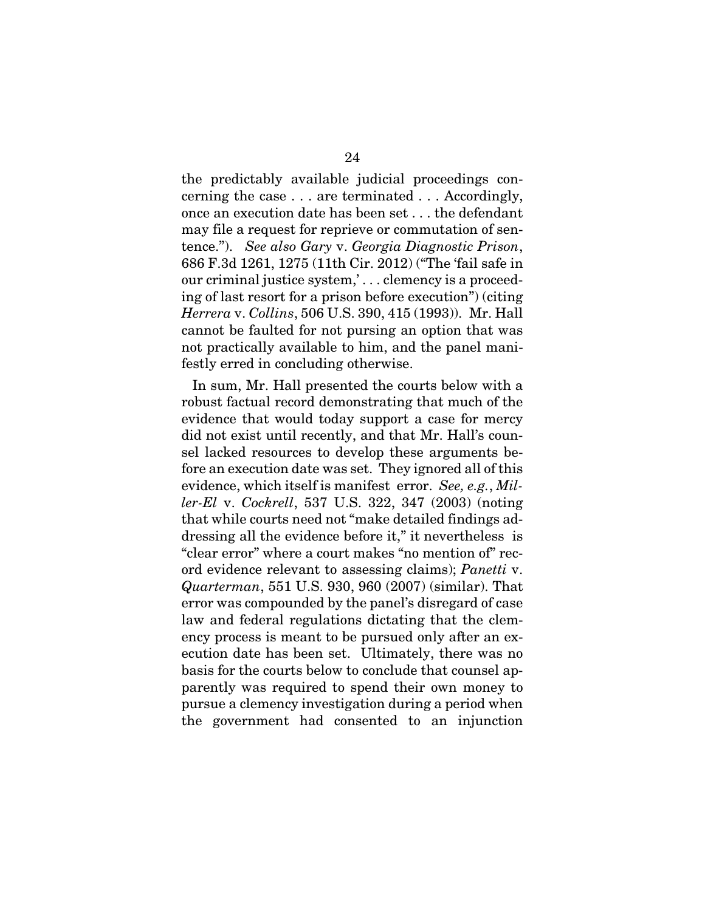the predictably available judicial proceedings concerning the case . . . are terminated . . . Accordingly, once an execution date has been set . . . the defendant may file a request for reprieve or commutation of sentence."). *See also Gary* v. *Georgia Diagnostic Prison*, 686 F.3d 1261, 1275 (11th Cir. 2012) ("The 'fail safe in our criminal justice system,' . . . clemency is a proceeding of last resort for a prison before execution") (citing *Herrera* v. *Collins*, 506 U.S. 390, 415 (1993)). Mr. Hall cannot be faulted for not pursing an option that was not practically available to him, and the panel manifestly erred in concluding otherwise.

In sum, Mr. Hall presented the courts below with a robust factual record demonstrating that much of the evidence that would today support a case for mercy did not exist until recently, and that Mr. Hall's counsel lacked resources to develop these arguments before an execution date was set. They ignored all of this evidence, which itself is manifest error. *See, e.g.*, *Miller-El* v. *Cockrell*, 537 U.S. 322, 347 (2003) (noting that while courts need not "make detailed findings addressing all the evidence before it," it nevertheless is "clear error" where a court makes "no mention of" record evidence relevant to assessing claims); *Panetti* v. *Quarterman*, 551 U.S. 930, 960 (2007) (similar). That error was compounded by the panel's disregard of case law and federal regulations dictating that the clemency process is meant to be pursued only after an execution date has been set. Ultimately, there was no basis for the courts below to conclude that counsel apparently was required to spend their own money to pursue a clemency investigation during a period when the government had consented to an injunction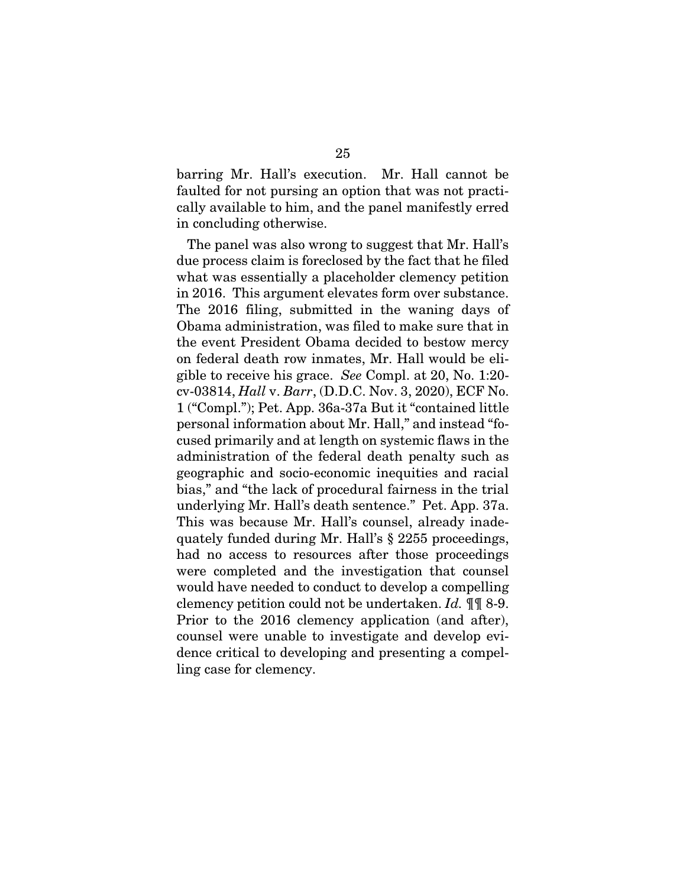barring Mr. Hall's execution. Mr. Hall cannot be faulted for not pursing an option that was not practically available to him, and the panel manifestly erred in concluding otherwise.

The panel was also wrong to suggest that Mr. Hall's due process claim is foreclosed by the fact that he filed what was essentially a placeholder clemency petition in 2016. This argument elevates form over substance. The 2016 filing, submitted in the waning days of Obama administration, was filed to make sure that in the event President Obama decided to bestow mercy on federal death row inmates, Mr. Hall would be eligible to receive his grace. *See* Compl. at 20, No. 1:20-cv-03814, *Hall* v. *Barr*, (D.D.C. Nov. 3, 2020), ECF No. 1 ("Compl."); Pet. App. 36a-37a But it "contained little personal information about Mr. Hall," and instead "focused primarily and at length on systemic flaws in the administration of the federal death penalty such as geographic and socio-economic inequities and racial bias," and "the lack of procedural fairness in the trial underlying Mr. Hall's death sentence." Pet. App. 37a. This was because Mr. Hall's counsel, already inadequately funded during Mr. Hall's § 2255 proceedings, had no access to resources after those proceedings were completed and the investigation that counsel would have needed to conduct to develop a compelling clemency petition could not be undertaken. *Id.* ¶¶ 8-9. Prior to the 2016 clemency application (and after), counsel were unable to investigate and develop evidence critical to developing and presenting a compelling case for clemency.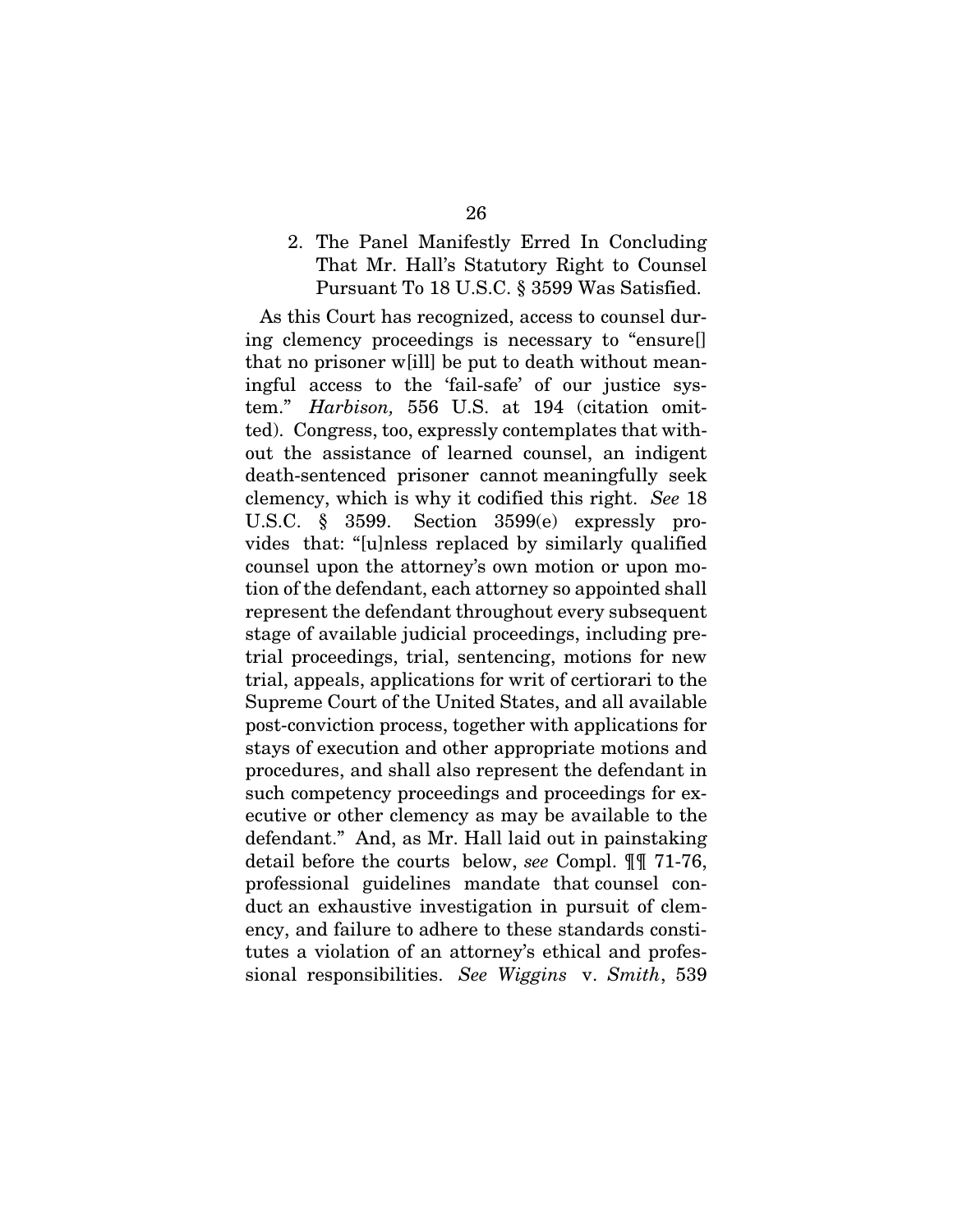### 2. The Panel Manifestly Erred In Concluding That Mr. Hall's Statutory Right to Counsel Pursuant To 18 U.S.C. § 3599 Was Satisfied.

As this Court has recognized, access to counsel during clemency proceedings is necessary to "ensure[] that no prisoner w[ill] be put to death without meaningful access to the 'fail-safe' of our justice system." *Harbison,* 556 U.S. at 194 (citation omitted). Congress, too, expressly contemplates that without the assistance of learned counsel, an indigent death-sentenced prisoner cannot meaningfully seek clemency, which is why it codified this right. *See* 18 U.S.C. § 3599. Section 3599(e) expressly provides that: "[u]nless replaced by similarly qualified counsel upon the attorney's own motion or upon motion of the defendant, each attorney so appointed shall represent the defendant throughout every subsequent stage of available judicial proceedings, including pretrial proceedings, trial, sentencing, motions for new trial, appeals, applications for writ of certiorari to the Supreme Court of the United States, and all available post-conviction process, together with applications for stays of execution and other appropriate motions and procedures, and shall also represent the defendant in such competency proceedings and proceedings for executive or other clemency as may be available to the defendant." And, as Mr. Hall laid out in painstaking detail before the courts below, *see* Compl. ¶¶ 71-76, professional guidelines mandate that counsel conduct an exhaustive investigation in pursuit of clemency, and failure to adhere to these standards constitutes a violation of an attorney's ethical and professional responsibilities. *See Wiggins* v. *Smith*, 539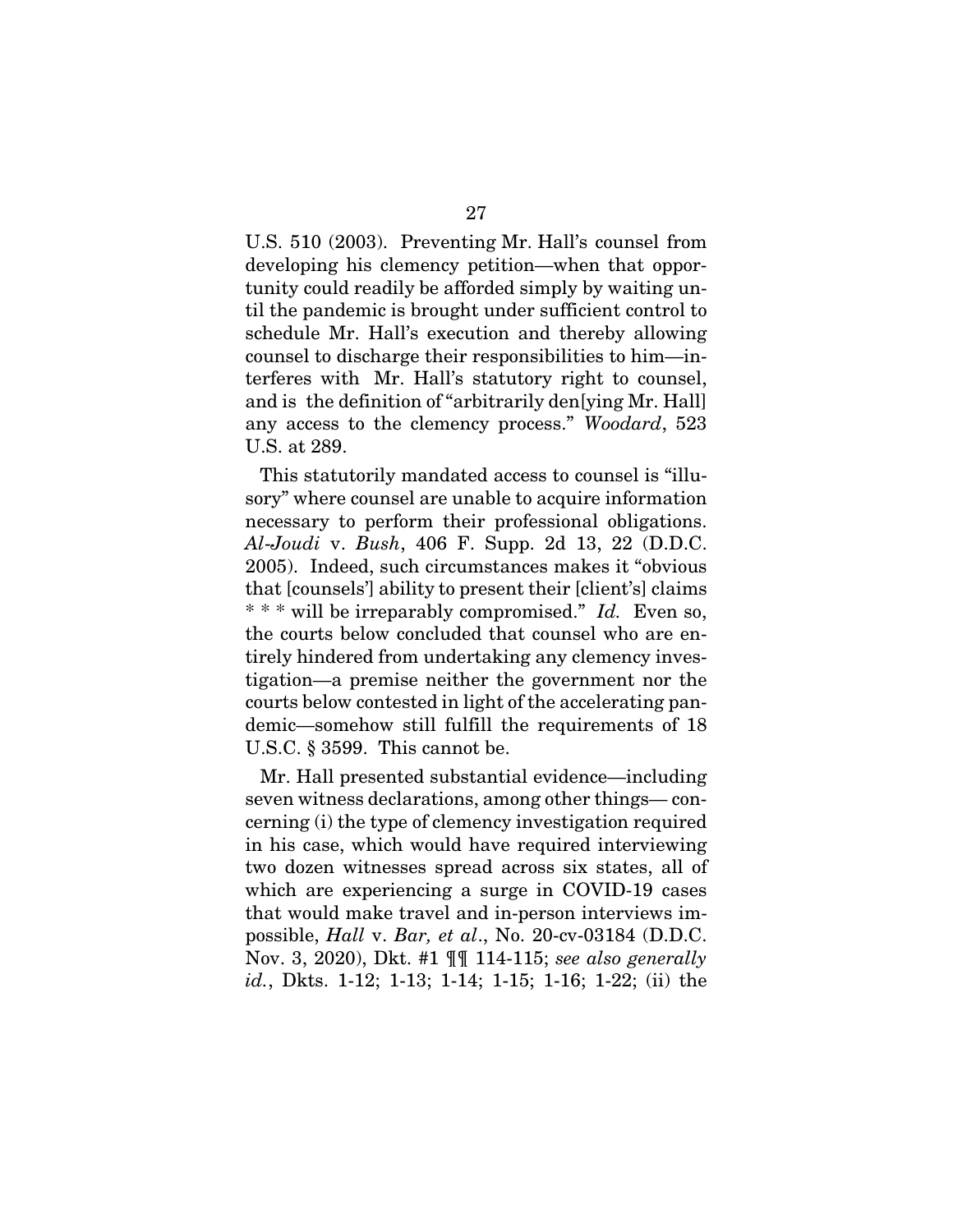U.S. 510 (2003). Preventing Mr. Hall's counsel from developing his clemency petition—when that opportunity could readily be afforded simply by waiting until the pandemic is brought under sufficient control to schedule Mr. Hall's execution and thereby allowing counsel to discharge their responsibilities to him—interferes with Mr. Hall's statutory right to counsel, and is the definition of "arbitrarily den[ying Mr. Hall] any access to the clemency process." *Woodard*, 523 U.S. at 289.

This statutorily mandated access to counsel is "illusory" where counsel are unable to acquire information necessary to perform their professional obligations. *Al-Joudi* v. *Bush*, 406 F. Supp. 2d 13, 22 (D.D.C. 2005). Indeed, such circumstances makes it "obvious that [counsels'] ability to present their [client's] claims * * * will be irreparably compromised." *Id.* Even so, the courts below concluded that counsel who are entirely hindered from undertaking any clemency investigation—a premise neither the government nor the courts below contested in light of the accelerating pandemic—somehow still fulfill the requirements of 18 U.S.C. § 3599. This cannot be.

Mr. Hall presented substantial evidence—including seven witness declarations, among other things— concerning (i) the type of clemency investigation required in his case, which would have required interviewing two dozen witnesses spread across six states, all of which are experiencing a surge in COVID-19 cases that would make travel and in-person interviews impossible, *Hall* v. *Bar, et al*., No. 20-cv-03184 (D.D.C. Nov. 3, 2020), Dkt. #1 ¶¶ 114-115; *see also generally id.*, Dkts. 1-12; 1-13; 1-14; 1-15; 1-16; 1-22; (ii) the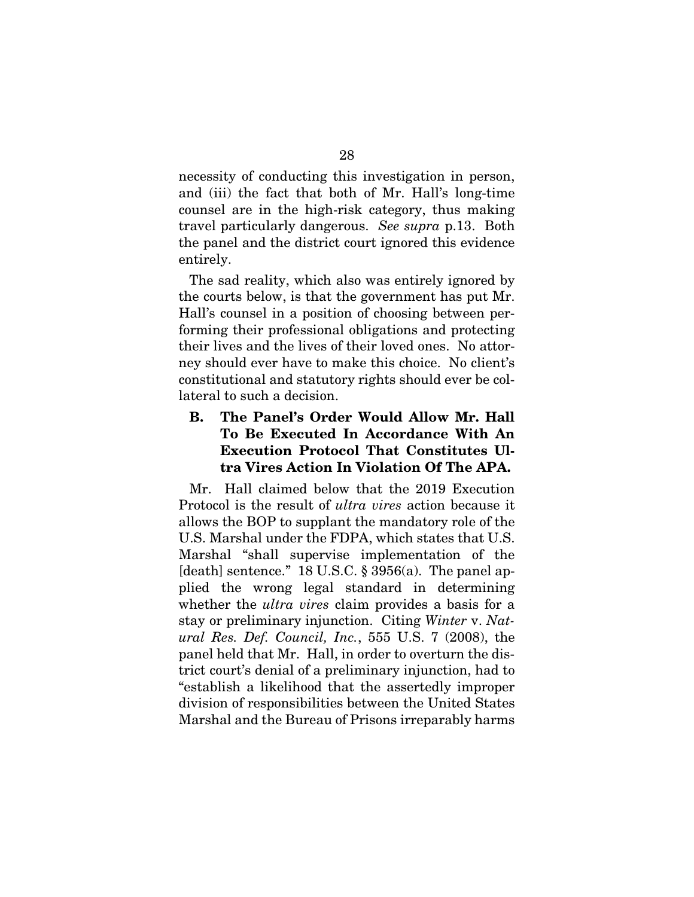necessity of conducting this investigation in person, and (iii) the fact that both of Mr. Hall's long-time counsel are in the high-risk category, thus making travel particularly dangerous. *See supra* p.13. Both the panel and the district court ignored this evidence entirely.

The sad reality, which also was entirely ignored by the courts below, is that the government has put Mr. Hall's counsel in a position of choosing between performing their professional obligations and protecting their lives and the lives of their loved ones. No attorney should ever have to make this choice. No client's constitutional and statutory rights should ever be collateral to such a decision.

### B. The Panel's Order Would Allow Mr. Hall To Be Executed In Accordance With An Execution Protocol That Constitutes Ultra Vires Action In Violation Of The APA.

Mr. Hall claimed below that the 2019 Execution Protocol is the result of *ultra vires* action because it allows the BOP to supplant the mandatory role of the U.S. Marshal under the FDPA, which states that U.S. Marshal "shall supervise implementation of the [death] sentence." 18 U.S.C. § 3956(a). The panel applied the wrong legal standard in determining whether the *ultra vires* claim provides a basis for a stay or preliminary injunction. Citing *Winter* v. *Natural Res. Def. Council, Inc.*, 555 U.S. 7 (2008), the panel held that Mr. Hall, in order to overturn the district court's denial of a preliminary injunction, had to "establish a likelihood that the assertedly improper division of responsibilities between the United States Marshal and the Bureau of Prisons irreparably harms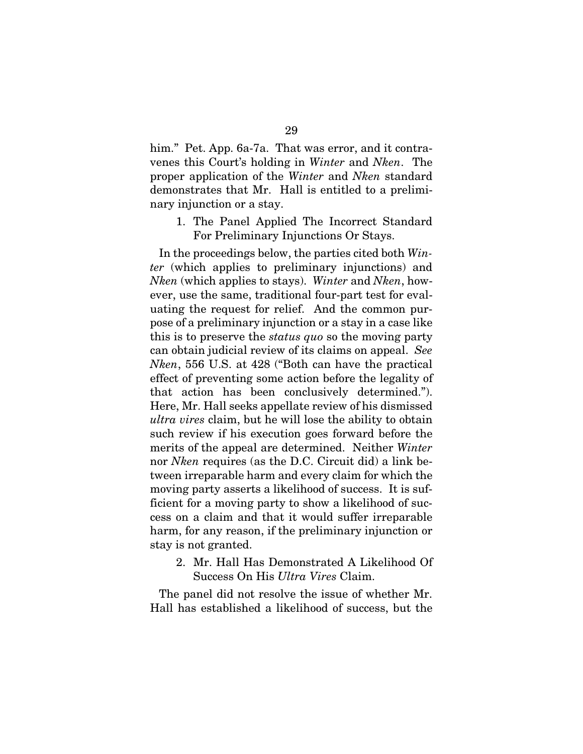him." Pet. App. 6a-7a. That was error, and it contravenes this Court's holding in *Winter* and *Nken*. The proper application of the *Winter* and *Nken* standard demonstrates that Mr. Hall is entitled to a preliminary injunction or a stay.

1. The Panel Applied The Incorrect Standard For Preliminary Injunctions Or Stays.

In the proceedings below, the parties cited both *Winter* (which applies to preliminary injunctions) and *Nken* (which applies to stays). *Winter* and *Nken*, however, use the same, traditional four-part test for evaluating the request for relief. And the common purpose of a preliminary injunction or a stay in a case like this is to preserve the *status quo* so the moving party can obtain judicial review of its claims on appeal. *See Nken*, 556 U.S. at 428 ("Both can have the practical effect of preventing some action before the legality of that action has been conclusively determined."). Here, Mr. Hall seeks appellate review of his dismissed *ultra vires* claim, but he will lose the ability to obtain such review if his execution goes forward before the merits of the appeal are determined. Neither *Winter* nor *Nken* requires (as the D.C. Circuit did) a link between irreparable harm and every claim for which the moving party asserts a likelihood of success. It is sufficient for a moving party to show a likelihood of success on a claim and that it would suffer irreparable harm, for any reason, if the preliminary injunction or stay is not granted.

2. Mr. Hall Has Demonstrated A Likelihood Of Success On His *Ultra Vires* Claim.

The panel did not resolve the issue of whether Mr. Hall has established a likelihood of success, but the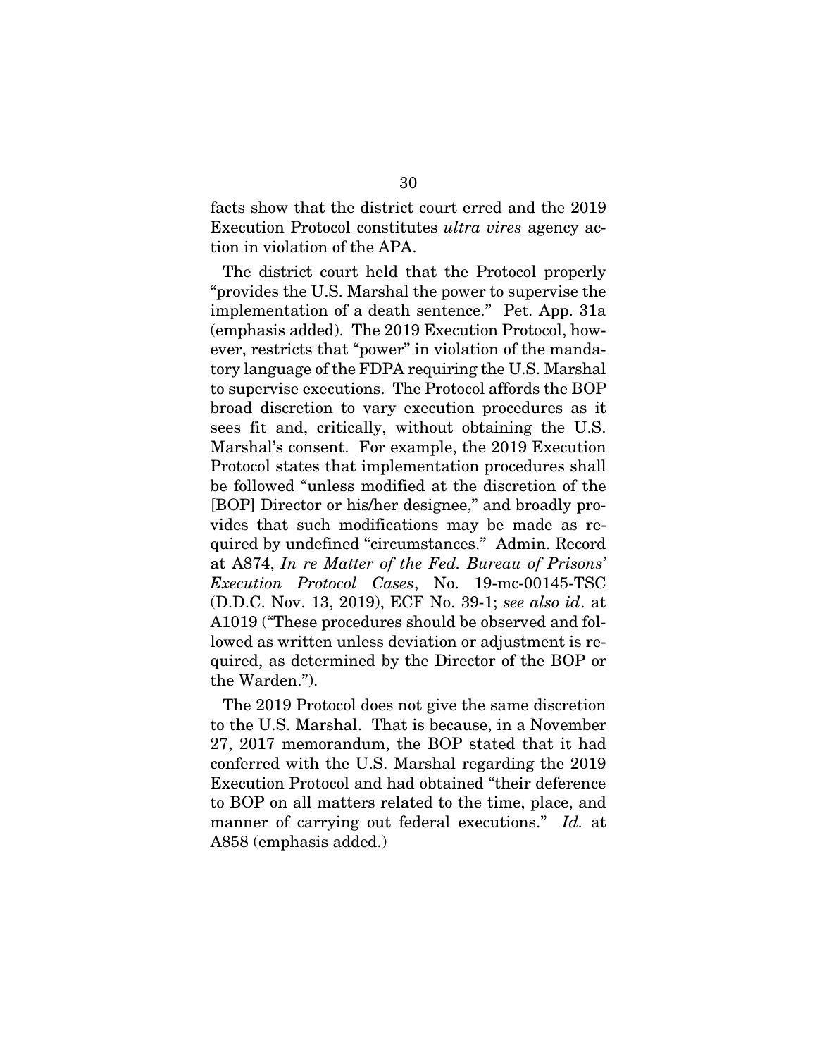facts show that the district court erred and the 2019 Execution Protocol constitutes *ultra vires* agency action in violation of the APA.

The district court held that the Protocol properly "provides the U.S. Marshal the power to supervise the implementation of a death sentence." Pet. App. 31a (emphasis added). The 2019 Execution Protocol, however, restricts that "power" in violation of the mandatory language of the FDPA requiring the U.S. Marshal to supervise executions. The Protocol affords the BOP broad discretion to vary execution procedures as it sees fit and, critically, without obtaining the U.S. Marshal's consent. For example, the 2019 Execution Protocol states that implementation procedures shall be followed "unless modified at the discretion of the [BOP] Director or his/her designee," and broadly provides that such modifications may be made as required by undefined "circumstances." Admin. Record at A874, *In re Matter of the Fed. Bureau of Prisons' Execution Protocol Cases*, No. 19-mc-00145-TSC (D.D.C. Nov. 13, 2019), ECF No. 39-1; *see also id*. at A1019 ("These procedures should be observed and followed as written unless deviation or adjustment is required, as determined by the Director of the BOP or the Warden.").

The 2019 Protocol does not give the same discretion to the U.S. Marshal. That is because, in a November 27, 2017 memorandum, the BOP stated that it had conferred with the U.S. Marshal regarding the 2019 Execution Protocol and had obtained "their deference to BOP on all matters related to the time, place, and manner of carrying out federal executions." *Id.* at A858 (emphasis added.)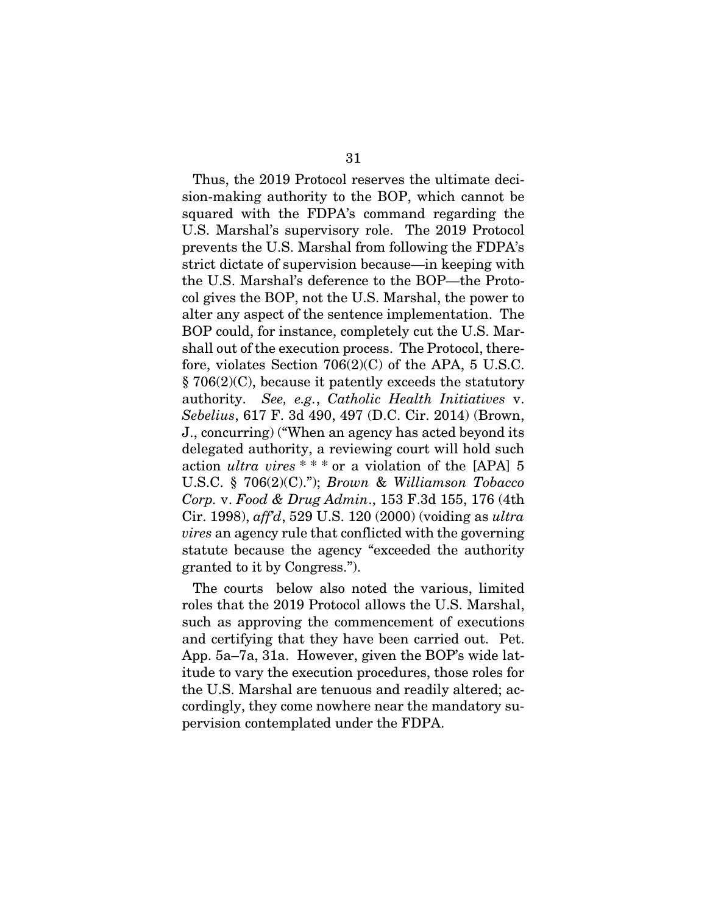Thus, the 2019 Protocol reserves the ultimate decision-making authority to the BOP, which cannot be squared with the FDPA's command regarding the U.S. Marshal's supervisory role. The 2019 Protocol prevents the U.S. Marshal from following the FDPA's strict dictate of supervision because—in keeping with the U.S. Marshal's deference to the BOP—the Protocol gives the BOP, not the U.S. Marshal, the power to alter any aspect of the sentence implementation. The BOP could, for instance, completely cut the U.S. Marshall out of the execution process. The Protocol, therefore, violates Section 706(2)(C) of the APA, 5 U.S.C. § 706(2)(C), because it patently exceeds the statutory authority. *See, e.g.*, *Catholic Health Initiatives* v. *Sebelius*, 617 F. 3d 490, 497 (D.C. Cir. 2014) (Brown, J., concurring) ("When an agency has acted beyond its delegated authority, a reviewing court will hold such action *ultra vires* * * * or a violation of the [APA] 5 U.S.C. § 706(2)(C)."); *Brown & Williamson Tobacco Corp.* v. *Food & Drug Admin.*, 153 F.3d 155, 176 (4th Cir. 1998), *aff'd*, 529 U.S. 120 (2000) (voiding as *ultra vires* an agency rule that conflicted with the governing statute because the agency "exceeded the authority granted to it by Congress.").

The courts below also noted the various, limited roles that the 2019 Protocol allows the U.S. Marshal, such as approving the commencement of executions and certifying that they have been carried out. Pet. App. 5a–7a, 31a. However, given the BOP's wide latitude to vary the execution procedures, those roles for the U.S. Marshal are tenuous and readily altered; accordingly, they come nowhere near the mandatory supervision contemplated under the FDPA.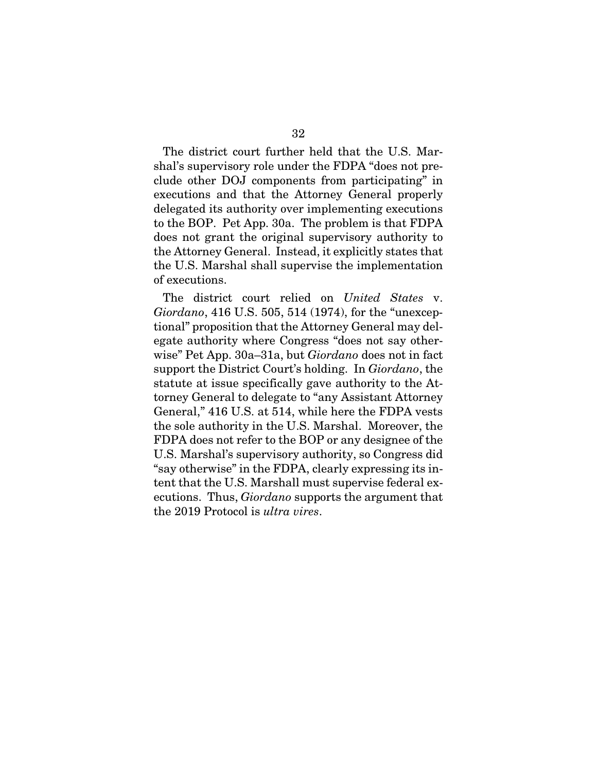The district court further held that the U.S. Marshal's supervisory role under the FDPA "does not preclude other DOJ components from participating" in executions and that the Attorney General properly delegated its authority over implementing executions to the BOP. Pet App. 30a. The problem is that FDPA does not grant the original supervisory authority to the Attorney General. Instead, it explicitly states that the U.S. Marshal shall supervise the implementation of executions.

The district court relied on *United States* v. *Giordano*, 416 U.S. 505, 514 (1974), for the "unexceptional" proposition that the Attorney General may delegate authority where Congress "does not say otherwise" Pet App. 30a–31a, but *Giordano* does not in fact support the District Court's holding. In *Giordano*, the statute at issue specifically gave authority to the Attorney General to delegate to "any Assistant Attorney General," 416 U.S. at 514, while here the FDPA vests the sole authority in the U.S. Marshal. Moreover, the FDPA does not refer to the BOP or any designee of the U.S. Marshal's supervisory authority, so Congress did "say otherwise" in the FDPA, clearly expressing its intent that the U.S. Marshall must supervise federal executions. Thus, *Giordano* supports the argument that the 2019 Protocol is *ultra vires*.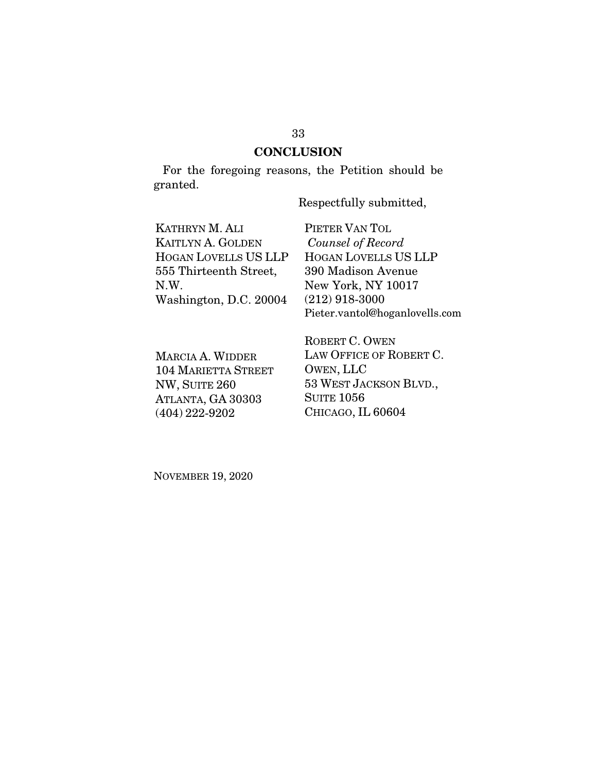## CONCLUSION

For the foregoing reasons, the Petition should be granted.

Respectfully submitted,

KATHRYN M. ALI
KAITLYN A. GOLDEN
HOGAN LOVELLS US LLP
555 Thirteenth Street, N.W.
Washington, D.C. 20004

PIETER VAN TOL
*Counsel of Record*
HOGAN LOVELLS US LLP
390 Madison Avenue
New York, NY 10017
(212) 918-3000
Pieter.vantol@hoganlovells.com

MARCIA A. WIDDER
104 MARIETTA STREET NW, SUITE 260
ATLANTA, GA 30303
(404) 222-9202

ROBERT C. OWEN
LAW OFFICE OF ROBERT C. OWEN, LLC
53 WEST JACKSON BLVD., SUITE 1056
CHICAGO, IL 60604

NOVEMBER 19, 2020